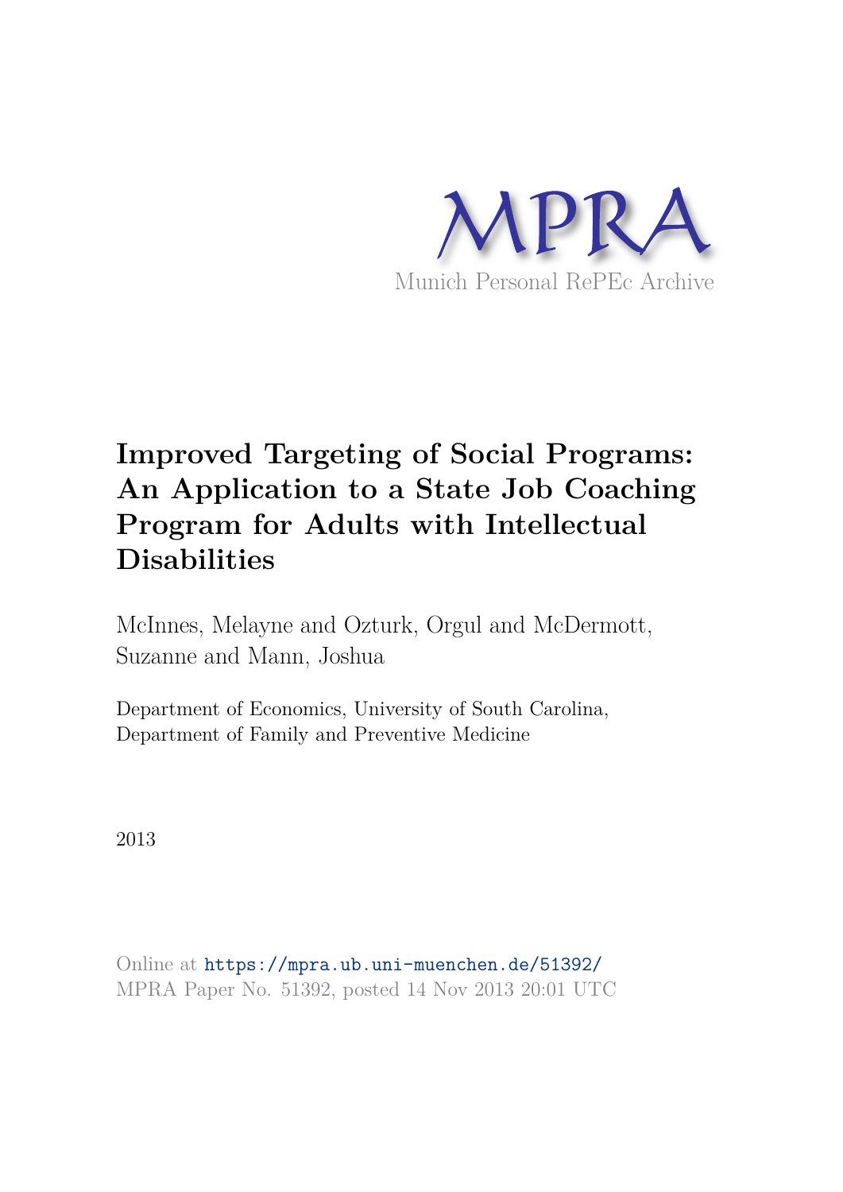MPRA

Munich Personal RePEc Archive

# Improved Targeting of Social Programs: An Application to a State Job Coaching Program for Adults with Intellectual Disabilities

McInnes, Melayne and Ozturk, Orgul and McDermott, Suzanne and Mann, Joshua

Department of Economics, University of South Carolina, Department of Family and Preventive Medicine

2013

Online at https://mpra.ub.uni-muenchen.de/51392/
MPRA Paper No. 51392, posted 14 Nov 2013 20:01 UTC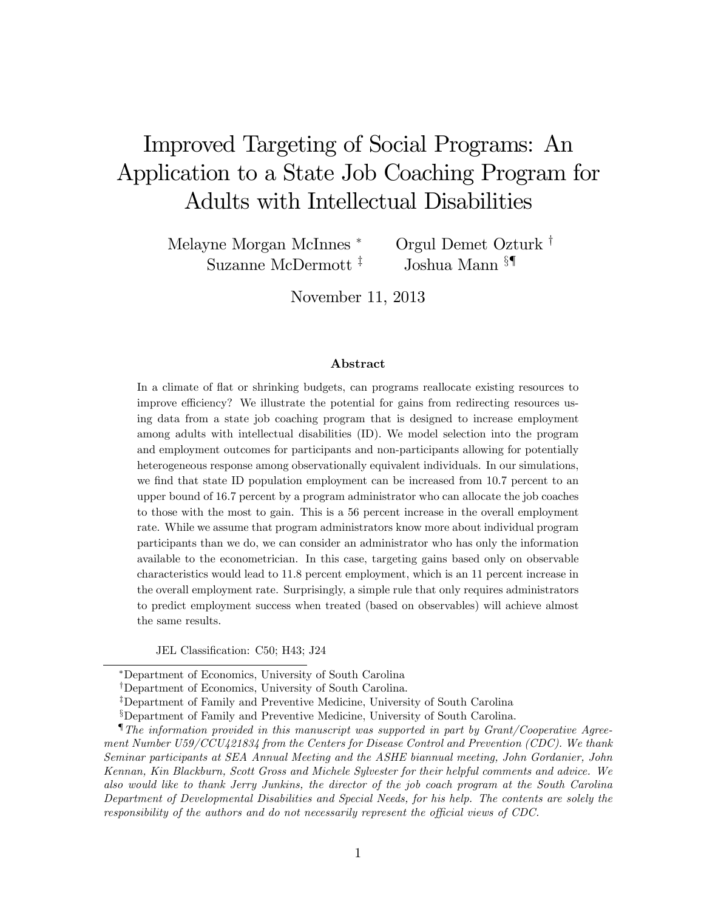# Improved Targeting of Social Programs: An Application to a State Job Coaching Program for Adults with Intellectual Disabilities

Melayne Morgan McInnes [*] Orgul Demet Ozturk [†] Suzanne McDermott [‡] Joshua Mann [§¶]

November 11, 2013

## Abstract

In a climate of flat or shrinking budgets, can programs reallocate existing resources to improve efficiency? We illustrate the potential for gains from redirecting resources using data from a state job coaching program that is designed to increase employment among adults with intellectual disabilities (ID). We model selection into the program and employment outcomes for participants and non-participants allowing for potentially heterogeneous response among observationally equivalent individuals. In our simulations, we find that state ID population employment can be increased from 10.7 percent to an upper bound of 16.7 percent by a program administrator who can allocate the job coaches to those with the most to gain. This is a 56 percent increase in the overall employment rate. While we assume that program administrators know more about individual program participants than we do, we can consider an administrator who has only the information available to the econometrician. In this case, targeting gains based only on observable characteristics would lead to 11.8 percent employment, which is an 11 percent increase in the overall employment rate. Surprisingly, a simple rule that only requires administrators to predict employment success when treated (based on observables) will achieve almost the same results.

JEL Classification: C50; H43; J24

---

[*] Department of Economics, University of South Carolina

[†] Department of Economics, University of South Carolina.

[‡] Department of Family and Preventive Medicine, University of South Carolina

[§] Department of Family and Preventive Medicine, University of South Carolina.

[¶] *The information provided in this manuscript was supported in part by Grant/Cooperative Agreement Number U59/CCU421834 from the Centers for Disease Control and Prevention (CDC). We thank Seminar participants at SEA Annual Meeting and the ASHE biannual meeting, John Gordanier, John Kennan, Kin Blackburn, Scott Gross and Michele Sylvester for their helpful comments and advice. We also would like to thank Jerry Junkins, the director of the job coach program at the South Carolina Department of Developmental Disabilities and Special Needs, for his help. The contents are solely the responsibility of the authors and do not necessarily represent the official views of CDC.*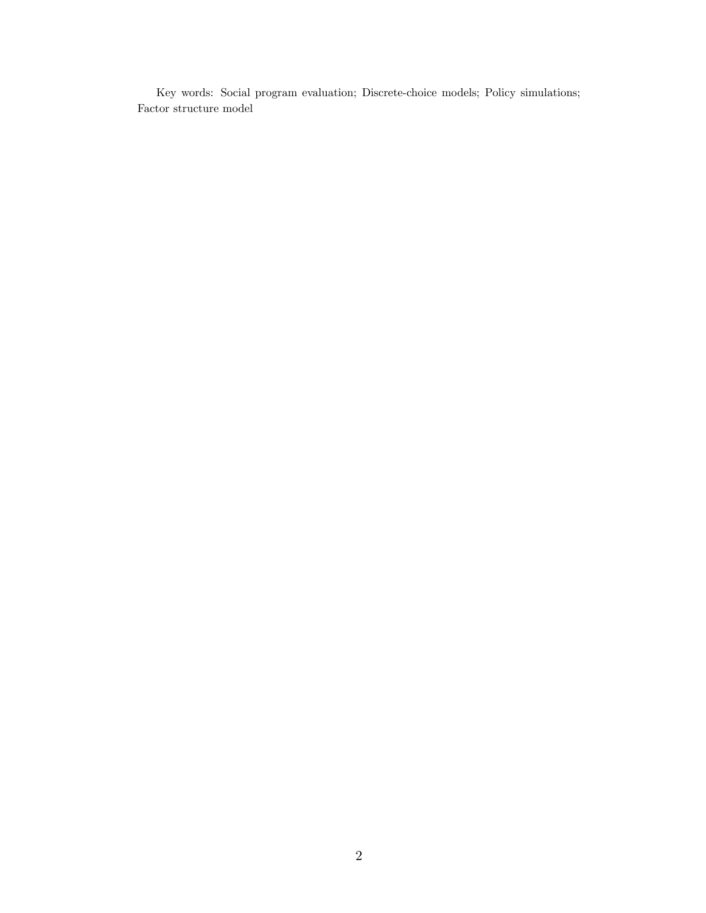Key words: Social program evaluation; Discrete-choice models; Policy simulations; Factor structure model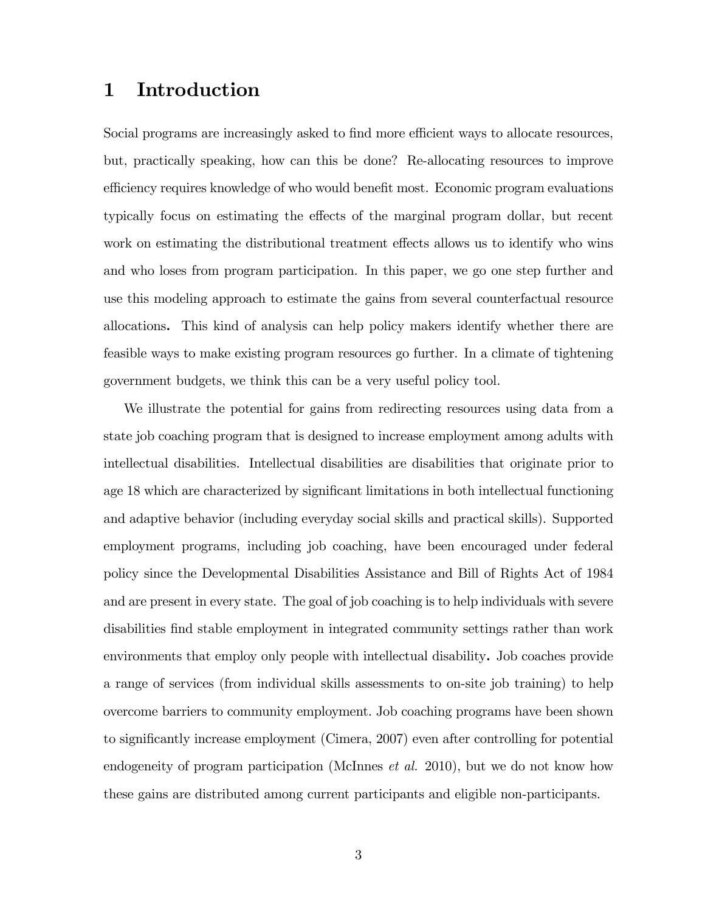# 1 Introduction

Social programs are increasingly asked to find more efficient ways to allocate resources, but, practically speaking, how can this be done? Re-allocating resources to improve efficiency requires knowledge of who would benefit most. Economic program evaluations typically focus on estimating the effects of the marginal program dollar, but recent work on estimating the distributional treatment effects allows us to identify who wins and who loses from program participation. In this paper, we go one step further and use this modeling approach to estimate the gains from several counterfactual resource allocations**.** This kind of analysis can help policy makers identify whether there are feasible ways to make existing program resources go further. In a climate of tightening government budgets, we think this can be a very useful policy tool.

We illustrate the potential for gains from redirecting resources using data from a state job coaching program that is designed to increase employment among adults with intellectual disabilities. Intellectual disabilities are disabilities that originate prior to age 18 which are characterized by significant limitations in both intellectual functioning and adaptive behavior (including everyday social skills and practical skills). Supported employment programs, including job coaching, have been encouraged under federal policy since the Developmental Disabilities Assistance and Bill of Rights Act of 1984 and are present in every state. The goal of job coaching is to help individuals with severe disabilities find stable employment in integrated community settings rather than work environments that employ only people with intellectual disability**.** Job coaches provide a range of services (from individual skills assessments to on-site job training) to help overcome barriers to community employment. Job coaching programs have been shown to significantly increase employment (Cimera, 2007) even after controlling for potential endogeneity of program participation (McInnes *et al.* 2010), but we do not know how these gains are distributed among current participants and eligible non-participants.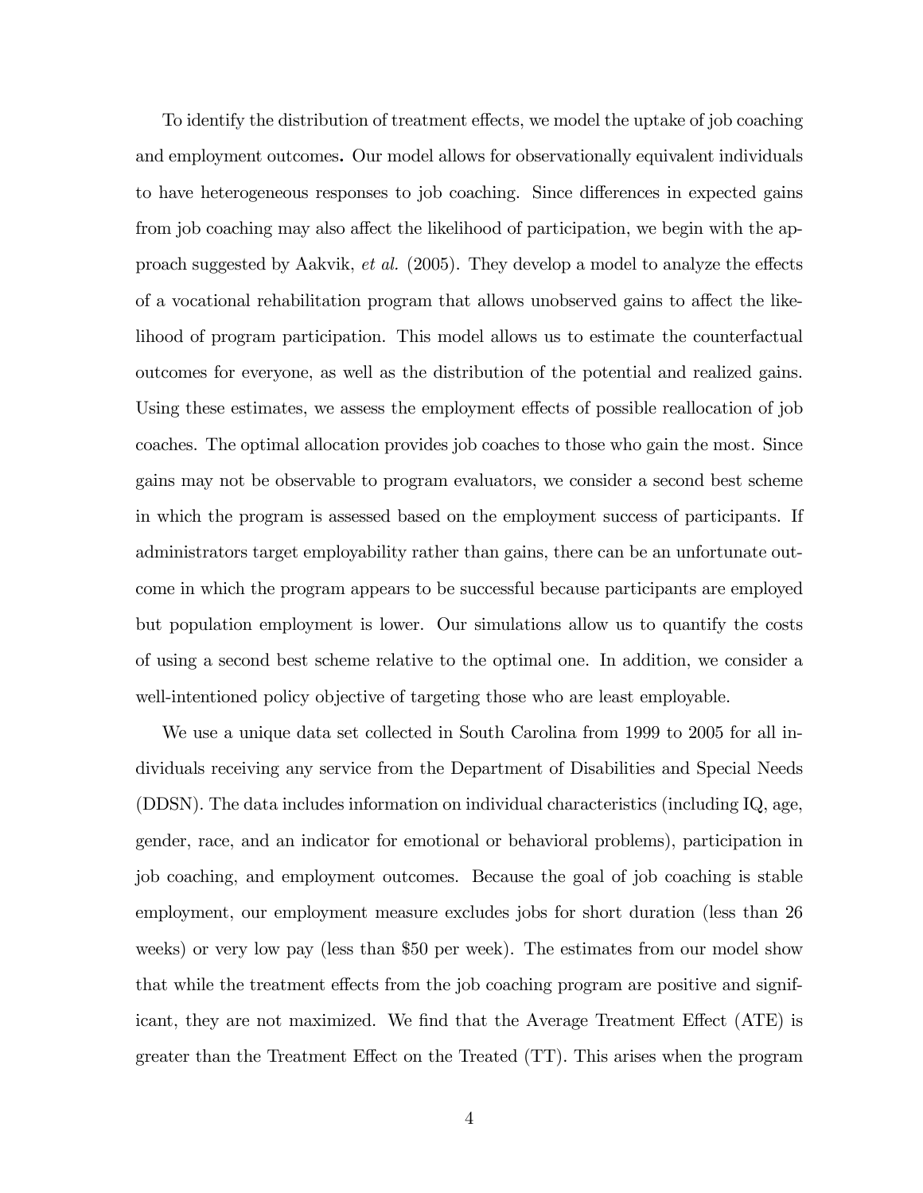To identify the distribution of treatment effects, we model the uptake of job coaching and employment outcomes**.** Our model allows for observationally equivalent individuals to have heterogeneous responses to job coaching. Since differences in expected gains from job coaching may also affect the likelihood of participation, we begin with the approach suggested by Aakvik, *et al.* (2005). They develop a model to analyze the effects of a vocational rehabilitation program that allows unobserved gains to affect the likelihood of program participation. This model allows us to estimate the counterfactual outcomes for everyone, as well as the distribution of the potential and realized gains. Using these estimates, we assess the employment effects of possible reallocation of job coaches. The optimal allocation provides job coaches to those who gain the most. Since gains may not be observable to program evaluators, we consider a second best scheme in which the program is assessed based on the employment success of participants. If administrators target employability rather than gains, there can be an unfortunate outcome in which the program appears to be successful because participants are employed but population employment is lower. Our simulations allow us to quantify the costs of using a second best scheme relative to the optimal one. In addition, we consider a well-intentioned policy objective of targeting those who are least employable.

We use a unique data set collected in South Carolina from 1999 to 2005 for all individuals receiving any service from the Department of Disabilities and Special Needs (DDSN). The data includes information on individual characteristics (including IQ, age, gender, race, and an indicator for emotional or behavioral problems), participation in job coaching, and employment outcomes. Because the goal of job coaching is stable employment, our employment measure excludes jobs for short duration (less than 26 weeks) or very low pay (less than $50 per week). The estimates from our model show that while the treatment effects from the job coaching program are positive and significant, they are not maximized. We find that the Average Treatment Effect (ATE) is greater than the Treatment Effect on the Treated (TT). This arises when the program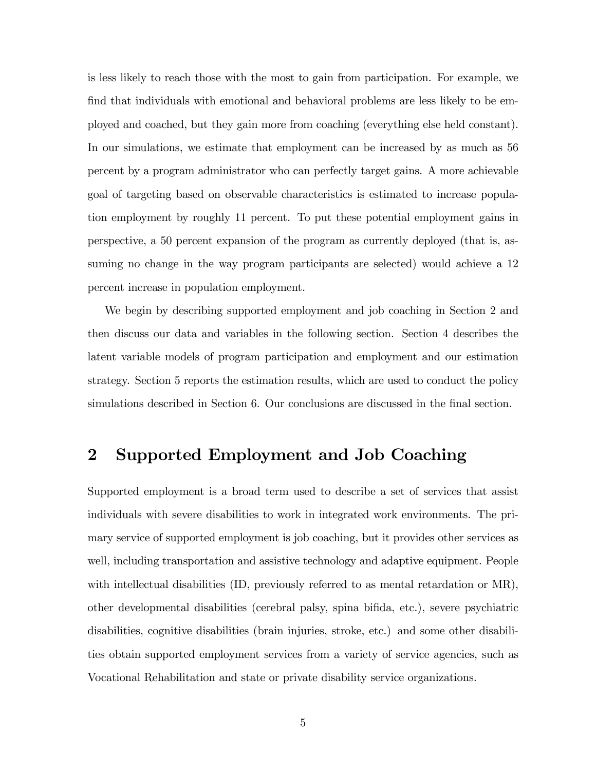is less likely to reach those with the most to gain from participation. For example, we find that individuals with emotional and behavioral problems are less likely to be employed and coached, but they gain more from coaching (everything else held constant). In our simulations, we estimate that employment can be increased by as much as 56 percent by a program administrator who can perfectly target gains. A more achievable goal of targeting based on observable characteristics is estimated to increase population employment by roughly 11 percent. To put these potential employment gains in perspective, a 50 percent expansion of the program as currently deployed (that is, assuming no change in the way program participants are selected) would achieve a 12 percent increase in population employment.

We begin by describing supported employment and job coaching in Section 2 and then discuss our data and variables in the following section. Section 4 describes the latent variable models of program participation and employment and our estimation strategy. Section 5 reports the estimation results, which are used to conduct the policy simulations described in Section 6. Our conclusions are discussed in the final section.

## 2 Supported Employment and Job Coaching

Supported employment is a broad term used to describe a set of services that assist individuals with severe disabilities to work in integrated work environments. The primary service of supported employment is job coaching, but it provides other services as well, including transportation and assistive technology and adaptive equipment. People with intellectual disabilities (ID, previously referred to as mental retardation or MR), other developmental disabilities (cerebral palsy, spina bifida, etc.), severe psychiatric disabilities, cognitive disabilities (brain injuries, stroke, etc.) and some other disabilities obtain supported employment services from a variety of service agencies, such as Vocational Rehabilitation and state or private disability service organizations.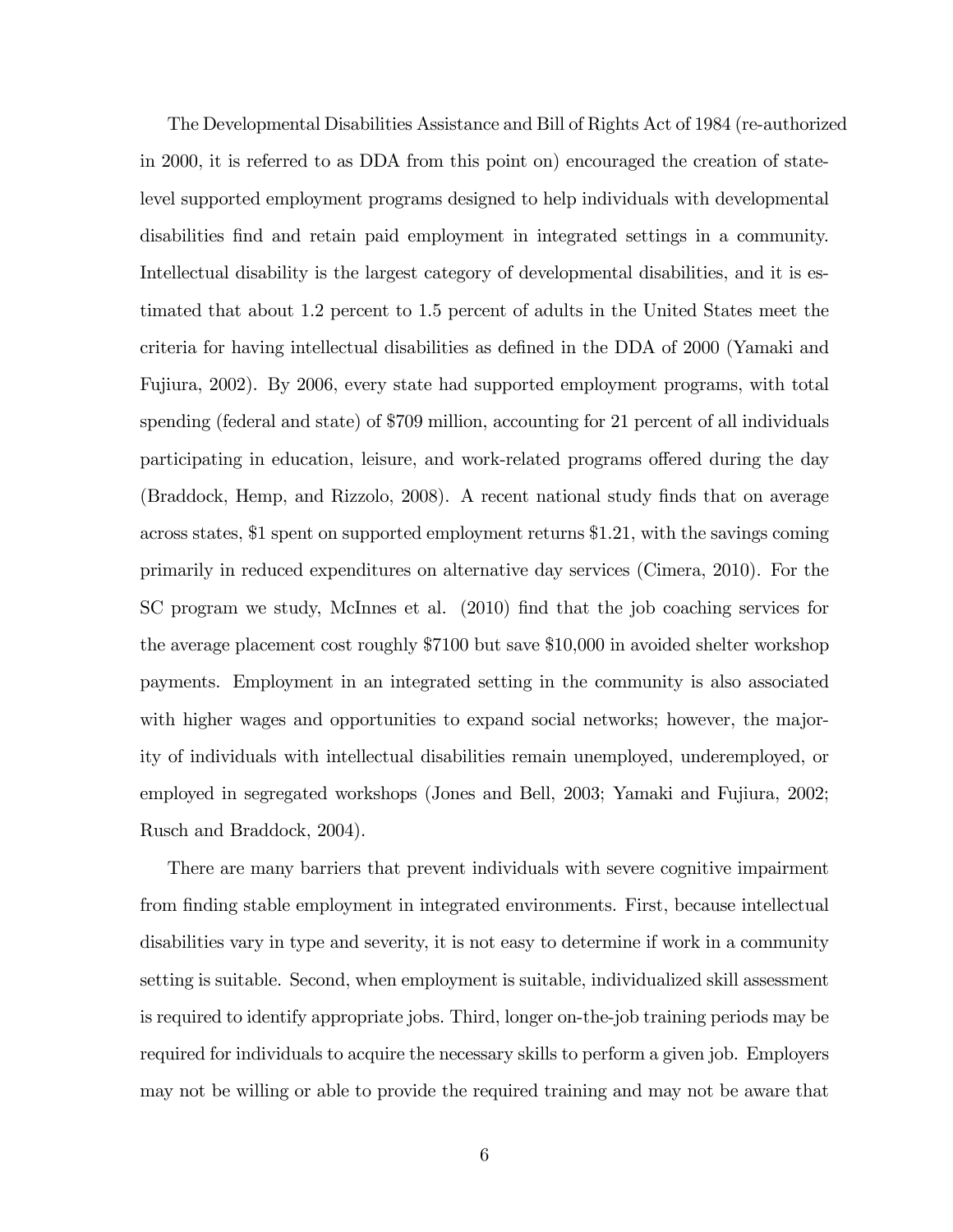The Developmental Disabilities Assistance and Bill of Rights Act of 1984 (re-authorized in 2000, it is referred to as DDA from this point on) encouraged the creation of state-level supported employment programs designed to help individuals with developmental disabilities find and retain paid employment in integrated settings in a community. Intellectual disability is the largest category of developmental disabilities, and it is estimated that about 1.2 percent to 1.5 percent of adults in the United States meet the criteria for having intellectual disabilities as defined in the DDA of 2000 (Yamaki and Fujiura, 2002). By 2006, every state had supported employment programs, with total spending (federal and state) of $709 million, accounting for 21 percent of all individuals participating in education, leisure, and work-related programs offered during the day (Braddock, Hemp, and Rizzolo, 2008). A recent national study finds that on average across states, $1 spent on supported employment returns $1.21, with the savings coming primarily in reduced expenditures on alternative day services (Cimera, 2010). For the SC program we study, McInnes et al. (2010) find that the job coaching services for the average placement cost roughly $7100 but save $10,000 in avoided shelter workshop payments. Employment in an integrated setting in the community is also associated with higher wages and opportunities to expand social networks; however, the majority of individuals with intellectual disabilities remain unemployed, underemployed, or employed in segregated workshops (Jones and Bell, 2003; Yamaki and Fujiura, 2002; Rusch and Braddock, 2004).

There are many barriers that prevent individuals with severe cognitive impairment from finding stable employment in integrated environments. First, because intellectual disabilities vary in type and severity, it is not easy to determine if work in a community setting is suitable. Second, when employment is suitable, individualized skill assessment is required to identify appropriate jobs. Third, longer on-the-job training periods may be required for individuals to acquire the necessary skills to perform a given job. Employers may not be willing or able to provide the required training and may not be aware that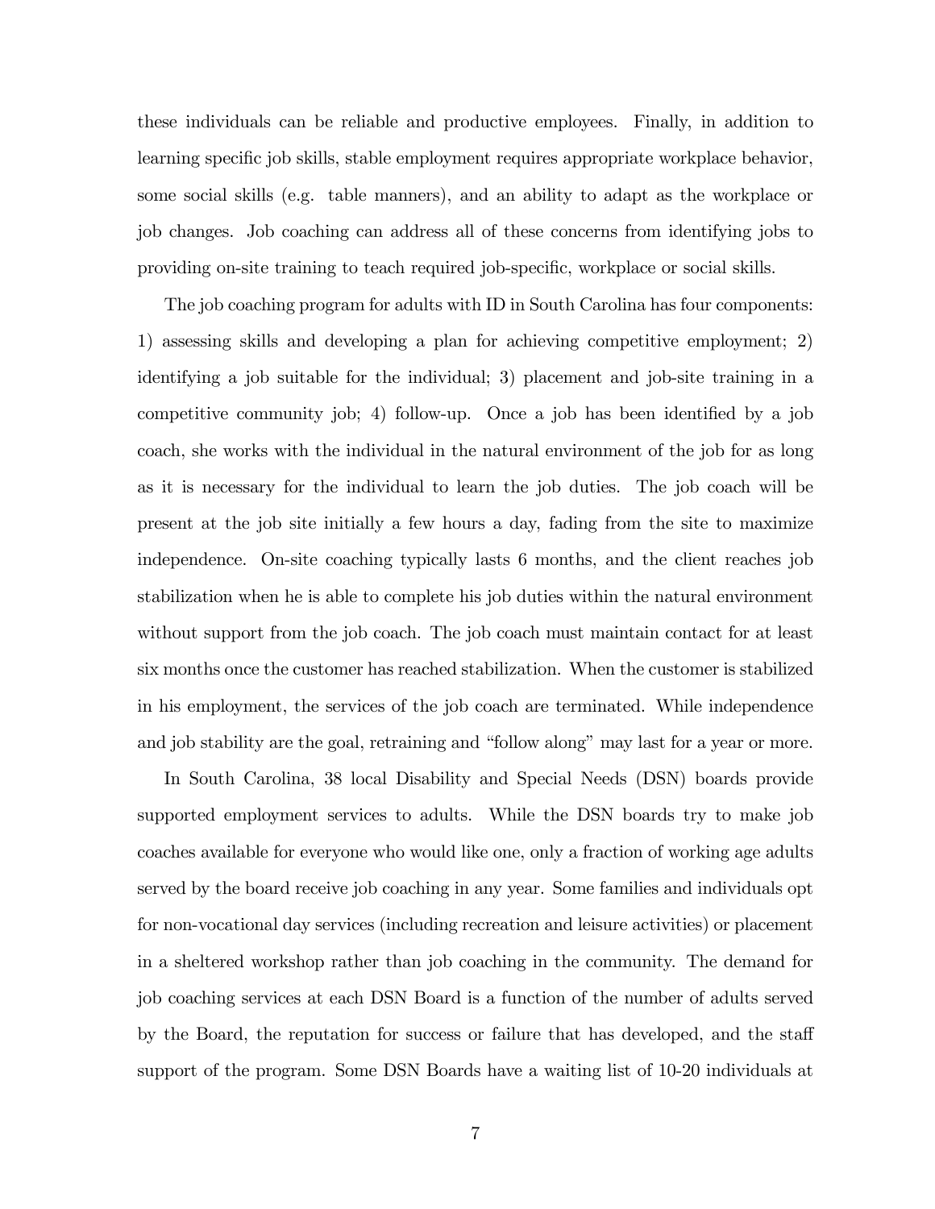these individuals can be reliable and productive employees. Finally, in addition to learning specific job skills, stable employment requires appropriate workplace behavior, some social skills (e.g. table manners), and an ability to adapt as the workplace or job changes. Job coaching can address all of these concerns from identifying jobs to providing on-site training to teach required job-specific, workplace or social skills.

The job coaching program for adults with ID in South Carolina has four components: 1) assessing skills and developing a plan for achieving competitive employment; 2) identifying a job suitable for the individual; 3) placement and job-site training in a competitive community job; 4) follow-up. Once a job has been identified by a job coach, she works with the individual in the natural environment of the job for as long as it is necessary for the individual to learn the job duties. The job coach will be present at the job site initially a few hours a day, fading from the site to maximize independence. On-site coaching typically lasts 6 months, and the client reaches job stabilization when he is able to complete his job duties within the natural environment without support from the job coach. The job coach must maintain contact for at least six months once the customer has reached stabilization. When the customer is stabilized in his employment, the services of the job coach are terminated. While independence and job stability are the goal, retraining and "follow along" may last for a year or more.

In South Carolina, 38 local Disability and Special Needs (DSN) boards provide supported employment services to adults. While the DSN boards try to make job coaches available for everyone who would like one, only a fraction of working age adults served by the board receive job coaching in any year. Some families and individuals opt for non-vocational day services (including recreation and leisure activities) or placement in a sheltered workshop rather than job coaching in the community. The demand for job coaching services at each DSN Board is a function of the number of adults served by the Board, the reputation for success or failure that has developed, and the staff support of the program. Some DSN Boards have a waiting list of 10-20 individuals at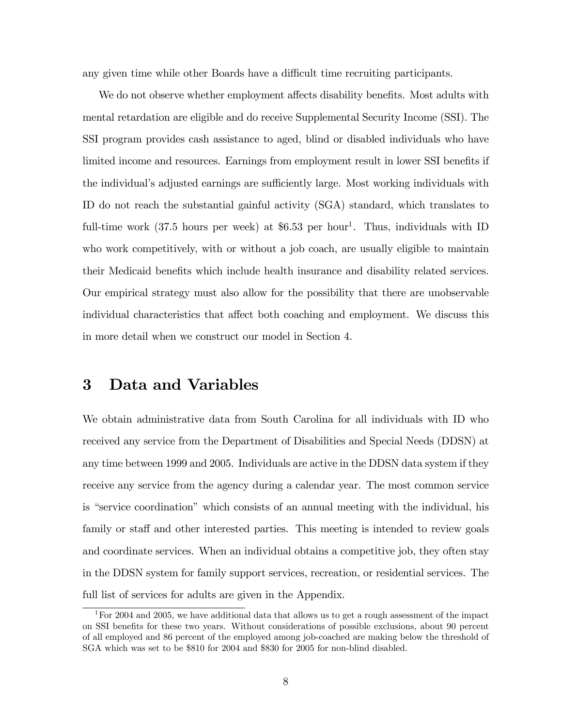any given time while other Boards have a difficult time recruiting participants.

We do not observe whether employment affects disability benefits. Most adults with mental retardation are eligible and do receive Supplemental Security Income (SSI). The SSI program provides cash assistance to aged, blind or disabled individuals who have limited income and resources. Earnings from employment result in lower SSI benefits if the individual's adjusted earnings are sufficiently large. Most working individuals with ID do not reach the substantial gainful activity (SGA) standard, which translates to full-time work (37.5 hours per week) at \$6.53 per hour[1]. Thus, individuals with ID who work competitively, with or without a job coach, are usually eligible to maintain their Medicaid benefits which include health insurance and disability related services. Our empirical strategy must also allow for the possibility that there are unobservable individual characteristics that affect both coaching and employment. We discuss this in more detail when we construct our model in Section 4.

# 3 Data and Variables

We obtain administrative data from South Carolina for all individuals with ID who received any service from the Department of Disabilities and Special Needs (DDSN) at any time between 1999 and 2005. Individuals are active in the DDSN data system if they receive any service from the agency during a calendar year. The most common service is "service coordination" which consists of an annual meeting with the individual, his family or staff and other interested parties. This meeting is intended to review goals and coordinate services. When an individual obtains a competitive job, they often stay in the DDSN system for family support services, recreation, or residential services. The full list of services for adults are given in the Appendix.

[1] For 2004 and 2005, we have additional data that allows us to get a rough assessment of the impact on SSI benefits for these two years. Without considerations of possible exclusions, about 90 percent of all employed and 86 percent of the employed among job-coached are making below the threshold of SGA which was set to be \$810 for 2004 and \$830 for 2005 for non-blind disabled.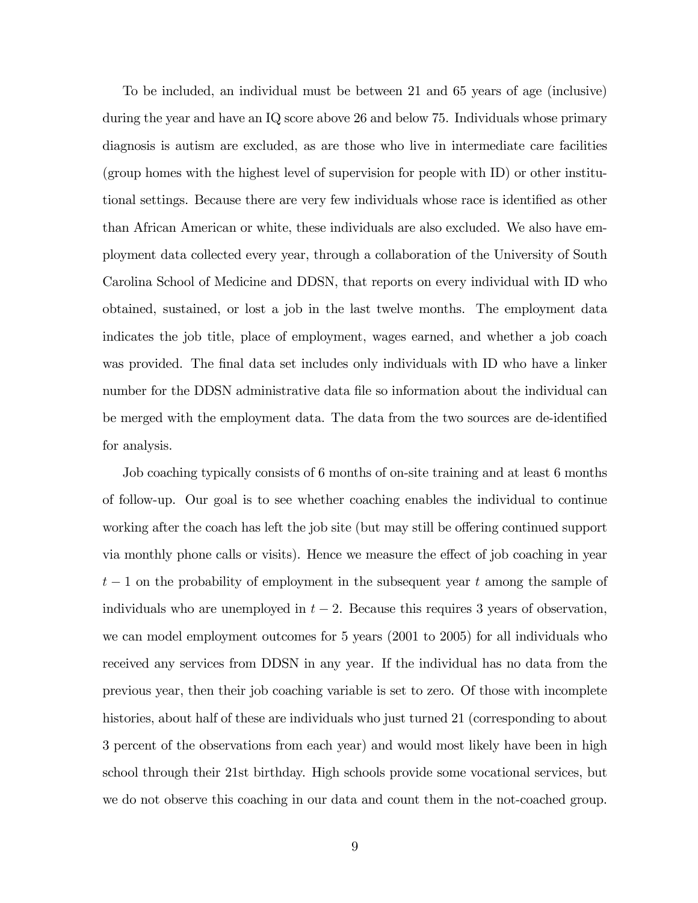To be included, an individual must be between 21 and 65 years of age (inclusive) during the year and have an IQ score above 26 and below 75. Individuals whose primary diagnosis is autism are excluded, as are those who live in intermediate care facilities (group homes with the highest level of supervision for people with ID) or other institutional settings. Because there are very few individuals whose race is identified as other than African American or white, these individuals are also excluded. We also have employment data collected every year, through a collaboration of the University of South Carolina School of Medicine and DDSN, that reports on every individual with ID who obtained, sustained, or lost a job in the last twelve months. The employment data indicates the job title, place of employment, wages earned, and whether a job coach was provided. The final data set includes only individuals with ID who have a linker number for the DDSN administrative data file so information about the individual can be merged with the employment data. The data from the two sources are de-identified for analysis.

Job coaching typically consists of 6 months of on-site training and at least 6 months of follow-up. Our goal is to see whether coaching enables the individual to continue working after the coach has left the job site (but may still be offering continued support via monthly phone calls or visits). Hence we measure the effect of job coaching in year $t-1$ on the probability of employment in the subsequent year $t$ among the sample of individuals who are unemployed in $t-2$. Because this requires 3 years of observation, we can model employment outcomes for 5 years (2001 to 2005) for all individuals who received any services from DDSN in any year. If the individual has no data from the previous year, then their job coaching variable is set to zero. Of those with incomplete histories, about half of these are individuals who just turned 21 (corresponding to about 3 percent of the observations from each year) and would most likely have been in high school through their 21st birthday. High schools provide some vocational services, but we do not observe this coaching in our data and count them in the not-coached group.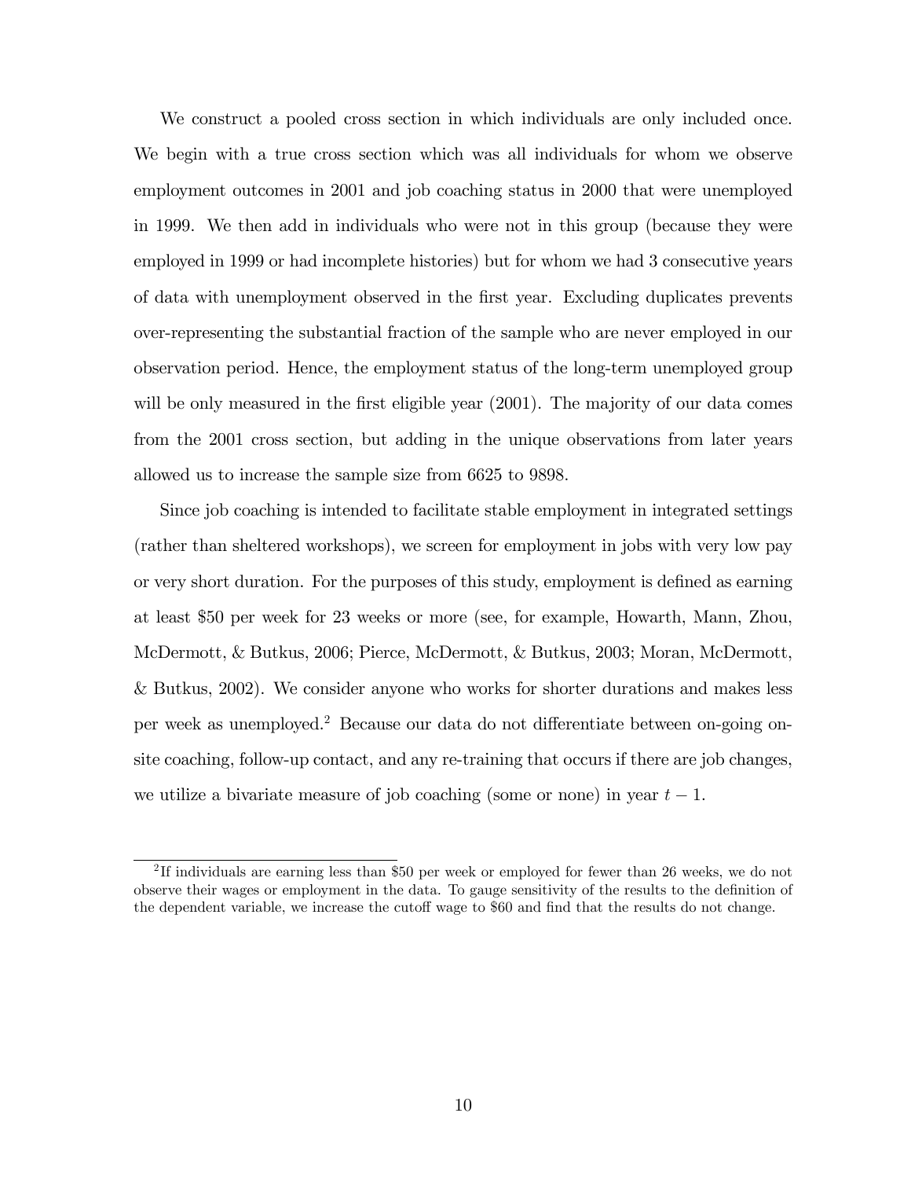We construct a pooled cross section in which individuals are only included once. We begin with a true cross section which was all individuals for whom we observe employment outcomes in 2001 and job coaching status in 2000 that were unemployed in 1999. We then add in individuals who were not in this group (because they were employed in 1999 or had incomplete histories) but for whom we had 3 consecutive years of data with unemployment observed in the first year. Excluding duplicates prevents over-representing the substantial fraction of the sample who are never employed in our observation period. Hence, the employment status of the long-term unemployed group will be only measured in the first eligible year (2001). The majority of our data comes from the 2001 cross section, but adding in the unique observations from later years allowed us to increase the sample size from 6625 to 9898.

Since job coaching is intended to facilitate stable employment in integrated settings (rather than sheltered workshops), we screen for employment in jobs with very low pay or very short duration. For the purposes of this study, employment is defined as earning at least \$50 per week for 23 weeks or more (see, for example, Howarth, Mann, Zhou, McDermott, & Butkus, 2006; Pierce, McDermott, & Butkus, 2003; Moran, McDermott, & Butkus, 2002). We consider anyone who works for shorter durations and makes less per week as unemployed.[2] Because our data do not differentiate between on-going on-site coaching, follow-up contact, and any re-training that occurs if there are job changes, we utilize a bivariate measure of job coaching (some or none) in year $t-1$.

[2] If individuals are earning less than \$50 per week or employed for fewer than 26 weeks, we do not observe their wages or employment in the data. To gauge sensitivity of the results to the definition of the dependent variable, we increase the cutoff wage to \$60 and find that the results do not change.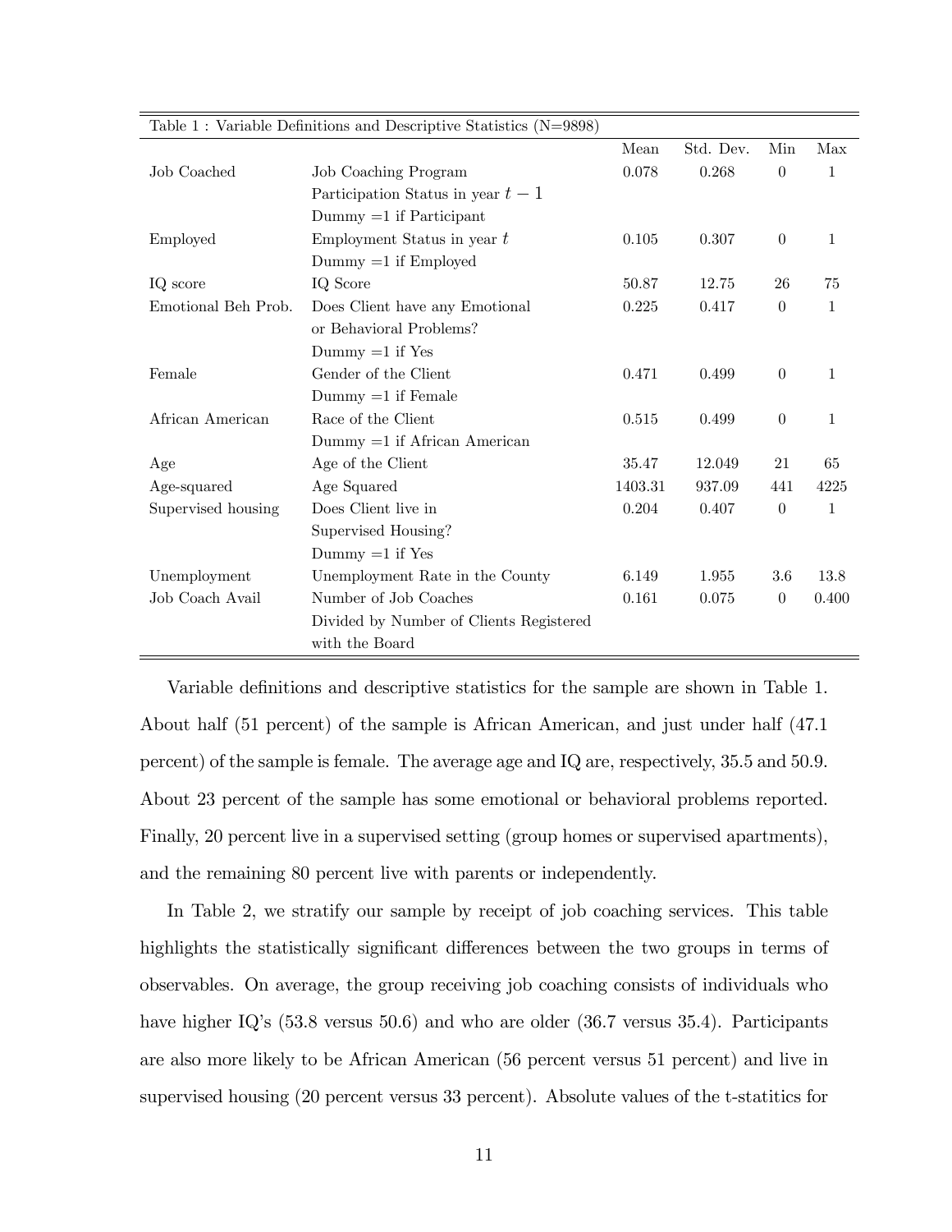Table 1 : Variable Definitions and Descriptive Statistics (N=9898)

| | | Mean | Std. Dev. | Min | Max |
|---|---|---|---|---|---|
| Job Coached | Job Coaching Program Participation Status in year $t-1$ Dummy =1 if Participant | 0.078 | 0.268 | 0 | 1 |
| Employed | Employment Status in year $t$ Dummy =1 if Employed | 0.105 | 0.307 | 0 | 1 |
| IQ score | IQ Score | 50.87 | 12.75 | 26 | 75 |
| Emotional Beh Prob. | Does Client have any Emotional or Behavioral Problems? Dummy =1 if Yes | 0.225 | 0.417 | 0 | 1 |
| Female | Gender of the Client Dummy =1 if Female | 0.471 | 0.499 | 0 | 1 |
| African American | Race of the Client Dummy =1 if African American | 0.515 | 0.499 | 0 | 1 |
| Age | Age of the Client | 35.47 | 12.049 | 21 | 65 |
| Age-squared | Age Squared | 1403.31 | 937.09 | 441 | 4225 |
| Supervised housing | Does Client live in Supervised Housing? Dummy =1 if Yes | 0.204 | 0.407 | 0 | 1 |
| Unemployment | Unemployment Rate in the County | 6.149 | 1.955 | 3.6 | 13.8 |
| Job Coach Avail | Number of Job Coaches Divided by Number of Clients Registered with the Board | 0.161 | 0.075 | 0 | 0.400 |

Variable definitions and descriptive statistics for the sample are shown in Table 1. About half (51 percent) of the sample is African American, and just under half (47.1 percent) of the sample is female. The average age and IQ are, respectively, 35.5 and 50.9. About 23 percent of the sample has some emotional or behavioral problems reported. Finally, 20 percent live in a supervised setting (group homes or supervised apartments), and the remaining 80 percent live with parents or independently.

In Table 2, we stratify our sample by receipt of job coaching services. This table highlights the statistically significant differences between the two groups in terms of observables. On average, the group receiving job coaching consists of individuals who have higher IQ's (53.8 versus 50.6) and who are older (36.7 versus 35.4). Participants are also more likely to be African American (56 percent versus 51 percent) and live in supervised housing (20 percent versus 33 percent). Absolute values of the t-statitics for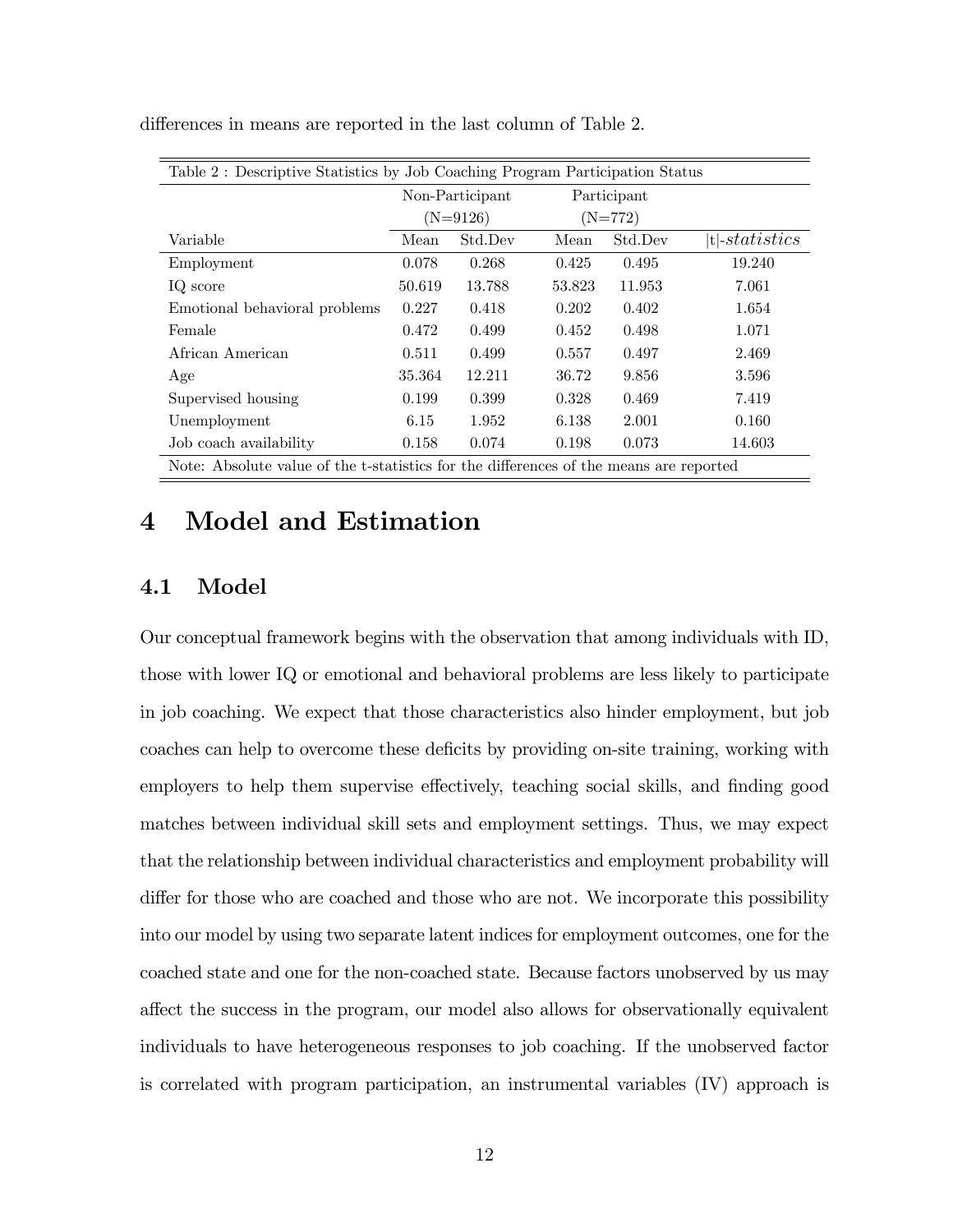differences in means are reported in the last column of Table 2.

| Table 2 : Descriptive Statistics by Job Coaching Program Participation Status | | | | | |
|---|---|---|---|---|---|
| | Non-Participant (N=9126) | | Participant (N=772) | | |
| Variable | Mean | Std.Dev | Mean | Std.Dev | $\lvert t \rvert$-*statistics* |
| Employment | 0.078 | 0.268 | 0.425 | 0.495 | 19.240 |
| IQ score | 50.619 | 13.788 | 53.823 | 11.953 | 7.061 |
| Emotional behavioral problems | 0.227 | 0.418 | 0.202 | 0.402 | 1.654 |
| Female | 0.472 | 0.499 | 0.452 | 0.498 | 1.071 |
| African American | 0.511 | 0.499 | 0.557 | 0.497 | 2.469 |
| Age | 35.364 | 12.211 | 36.72 | 9.856 | 3.596 |
| Supervised housing | 0.199 | 0.399 | 0.328 | 0.469 | 7.419 |
| Unemployment | 6.15 | 1.952 | 6.138 | 2.001 | 0.160 |
| Job coach availability | 0.158 | 0.074 | 0.198 | 0.073 | 14.603 |

Note: Absolute value of the t-statistics for the differences of the means are reported

# 4 Model and Estimation

## 4.1 Model

Our conceptual framework begins with the observation that among individuals with ID, those with lower IQ or emotional and behavioral problems are less likely to participate in job coaching. We expect that those characteristics also hinder employment, but job coaches can help to overcome these deficits by providing on-site training, working with employers to help them supervise effectively, teaching social skills, and finding good matches between individual skill sets and employment settings. Thus, we may expect that the relationship between individual characteristics and employment probability will differ for those who are coached and those who are not. We incorporate this possibility into our model by using two separate latent indices for employment outcomes, one for the coached state and one for the non-coached state. Because factors unobserved by us may affect the success in the program, our model also allows for observationally equivalent individuals to have heterogeneous responses to job coaching. If the unobserved factor is correlated with program participation, an instrumental variables (IV) approach is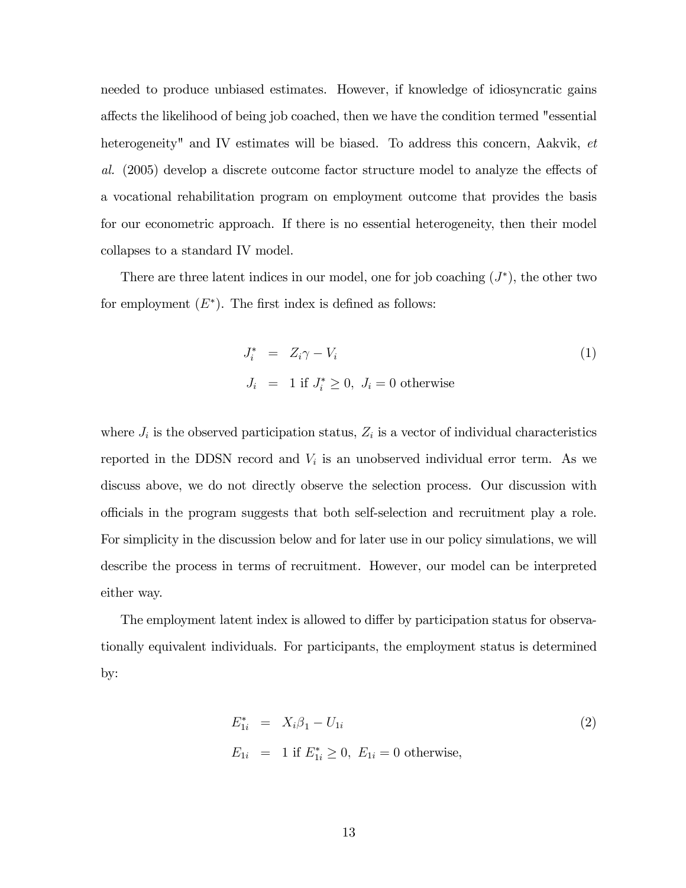needed to produce unbiased estimates. However, if knowledge of idiosyncratic gains affects the likelihood of being job coached, then we have the condition termed "essential heterogeneity" and IV estimates will be biased. To address this concern, Aakvik, *et al.* (2005) develop a discrete outcome factor structure model to analyze the effects of a vocational rehabilitation program on employment outcome that provides the basis for our econometric approach. If there is no essential heterogeneity, then their model collapses to a standard IV model.

There are three latent indices in our model, one for job coaching ($J^*$), the other two for employment ($E^*$). The first index is defined as follows:

$$
\begin{aligned}
J_i^* &= Z_i\gamma - V_i \\
J_i &= 1 \text{ if } J_i^* \geq 0, \; J_i = 0 \text{ otherwise}
\end{aligned}
\tag{1}
$$

where $J_i$ is the observed participation status, $Z_i$ is a vector of individual characteristics reported in the DDSN record and $V_i$ is an unobserved individual error term. As we discuss above, we do not directly observe the selection process. Our discussion with officials in the program suggests that both self-selection and recruitment play a role. For simplicity in the discussion below and for later use in our policy simulations, we will describe the process in terms of recruitment. However, our model can be interpreted either way.

The employment latent index is allowed to differ by participation status for observationally equivalent individuals. For participants, the employment status is determined by:

$$
\begin{aligned}
E_{1i}^* &= X_i\beta_1 - U_{1i} \\
E_{1i} &= 1 \text{ if } E_{1i}^* \geq 0, \; E_{1i} = 0 \text{ otherwise,}
\end{aligned}
\tag{2}
$$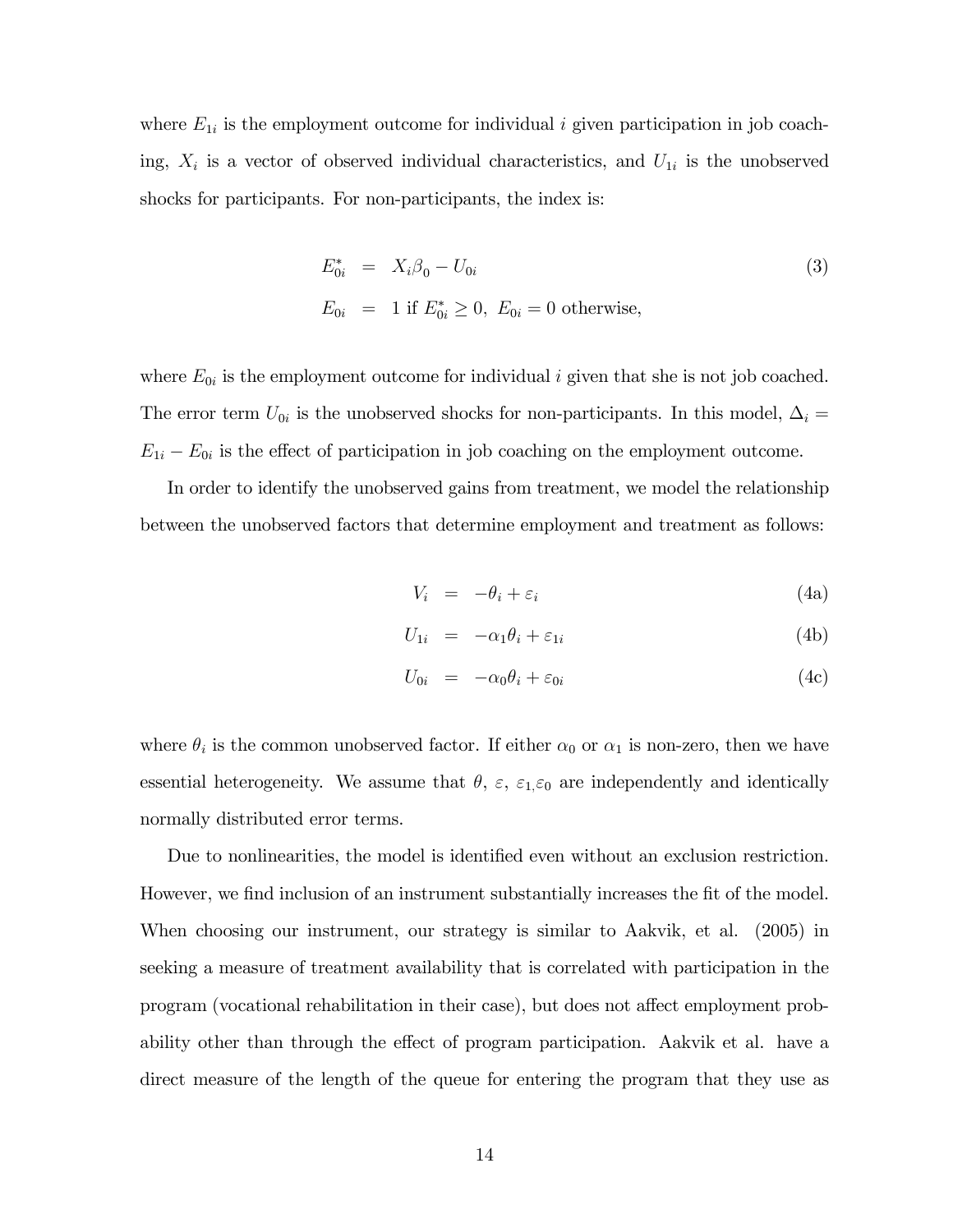where $E_{1i}$ is the employment outcome for individual $i$ given participation in job coaching, $X_i$ is a vector of observed individual characteristics, and $U_{1i}$ is the unobserved shocks for participants. For non-participants, the index is:

$$
\begin{aligned}
E_{0i}^{*} &= X_i\beta_0 - U_{0i} \\
E_{0i} &= 1 \text{ if } E_{0i}^{*} \geq 0,\ E_{0i} = 0 \text{ otherwise,}
\end{aligned}
\tag{3}
$$

where $E_{0i}$ is the employment outcome for individual $i$ given that she is not job coached. The error term $U_{0i}$ is the unobserved shocks for non-participants. In this model, $\Delta_i = E_{1i} - E_{0i}$ is the effect of participation in job coaching on the employment outcome.

In order to identify the unobserved gains from treatment, we model the relationship between the unobserved factors that determine employment and treatment as follows:

$$
V_i = -\theta_i + \varepsilon_i \tag{4a}
$$

$$
U_{1i} = -\alpha_1\theta_i + \varepsilon_{1i} \tag{4b}
$$

$$
U_{0i} = -\alpha_0\theta_i + \varepsilon_{0i} \tag{4c}
$$

where $\theta_i$ is the common unobserved factor. If either $\alpha_0$ or $\alpha_1$ is non-zero, then we have essential heterogeneity. We assume that $\theta$, $\varepsilon$, $\varepsilon_{1,}\varepsilon_0$ are independently and identically normally distributed error terms.

Due to nonlinearities, the model is identified even without an exclusion restriction. However, we find inclusion of an instrument substantially increases the fit of the model. When choosing our instrument, our strategy is similar to Aakvik, et al. (2005) in seeking a measure of treatment availability that is correlated with participation in the program (vocational rehabilitation in their case), but does not affect employment probability other than through the effect of program participation. Aakvik et al. have a direct measure of the length of the queue for entering the program that they use as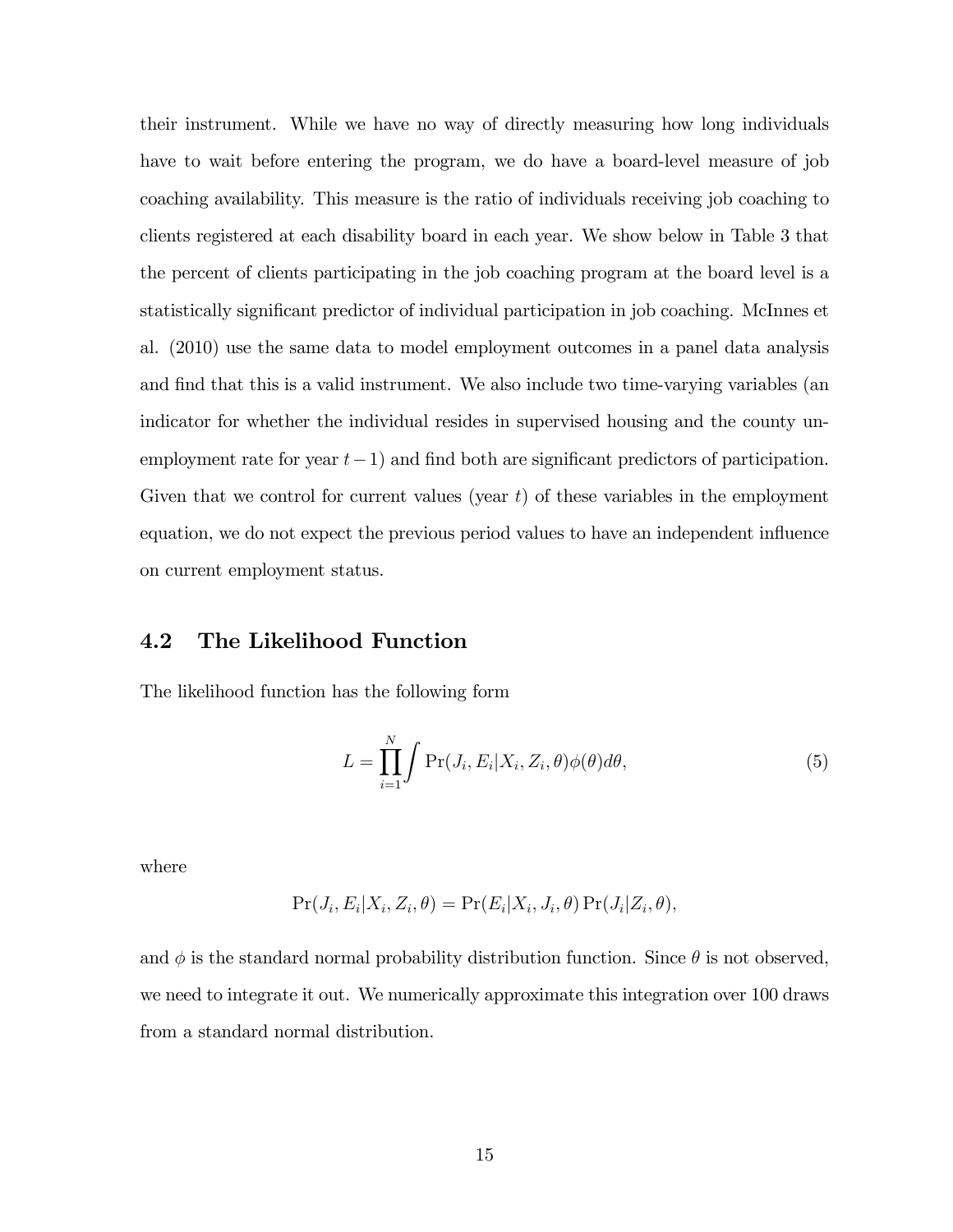their instrument. While we have no way of directly measuring how long individuals have to wait before entering the program, we do have a board-level measure of job coaching availability. This measure is the ratio of individuals receiving job coaching to clients registered at each disability board in each year. We show below in Table 3 that the percent of clients participating in the job coaching program at the board level is a statistically significant predictor of individual participation in job coaching. McInnes et al. (2010) use the same data to model employment outcomes in a panel data analysis and find that this is a valid instrument. We also include two time-varying variables (an indicator for whether the individual resides in supervised housing and the county unemployment rate for year $t-1$) and find both are significant predictors of participation. Given that we control for current values (year $t$) of these variables in the employment equation, we do not expect the previous period values to have an independent influence on current employment status.

## 4.2 The Likelihood Function

The likelihood function has the following form

$$L = \prod_{i=1}^{N} \int \Pr(J_i, E_i | X_i, Z_i, \theta) \phi(\theta) d\theta, \tag{5}$$

where

$$\Pr(J_i, E_i | X_i, Z_i, \theta) = \Pr(E_i | X_i, J_i, \theta) \Pr(J_i | Z_i, \theta),$$

and $\phi$ is the standard normal probability distribution function. Since $\theta$ is not observed, we need to integrate it out. We numerically approximate this integration over 100 draws from a standard normal distribution.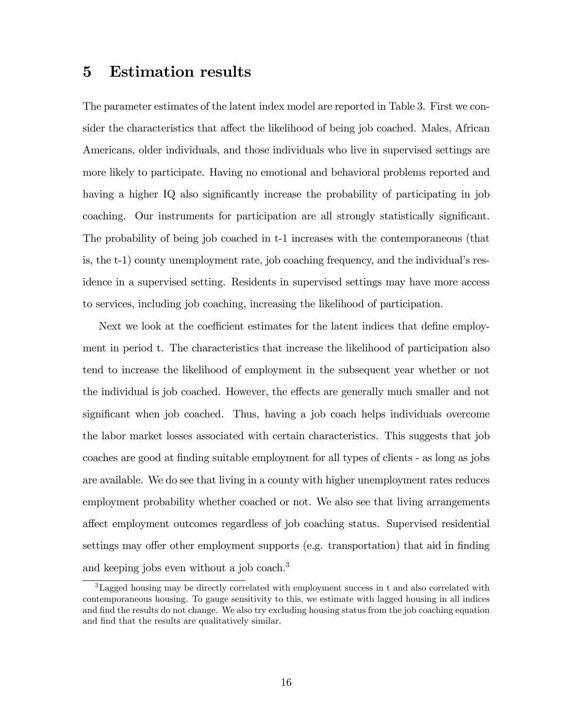# 5 Estimation results

The parameter estimates of the latent index model are reported in Table 3. First we consider the characteristics that affect the likelihood of being job coached. Males, African Americans, older individuals, and those individuals who live in supervised settings are more likely to participate. Having no emotional and behavioral problems reported and having a higher IQ also significantly increase the probability of participating in job coaching. Our instruments for participation are all strongly statistically significant. The probability of being job coached in t-1 increases with the contemporaneous (that is, the t-1) county unemployment rate, job coaching frequency, and the individual's residence in a supervised setting. Residents in supervised settings may have more access to services, including job coaching, increasing the likelihood of participation.

Next we look at the coefficient estimates for the latent indices that define employment in period t. The characteristics that increase the likelihood of participation also tend to increase the likelihood of employment in the subsequent year whether or not the individual is job coached. However, the effects are generally much smaller and not significant when job coached. Thus, having a job coach helps individuals overcome the labor market losses associated with certain characteristics. This suggests that job coaches are good at finding suitable employment for all types of clients - as long as jobs are available. We do see that living in a county with higher unemployment rates reduces employment probability whether coached or not. We also see that living arrangements affect employment outcomes regardless of job coaching status. Supervised residential settings may offer other employment supports (e.g. transportation) that aid in finding and keeping jobs even without a job coach.[3]

[3] Lagged housing may be directly correlated with employment success in t and also correlated with contemporaneous housing. To gauge sensitivity to this, we estimate with lagged housing in all indices and find the results do not change. We also try excluding housing status from the job coaching equation and find that the results are qualitatively similar.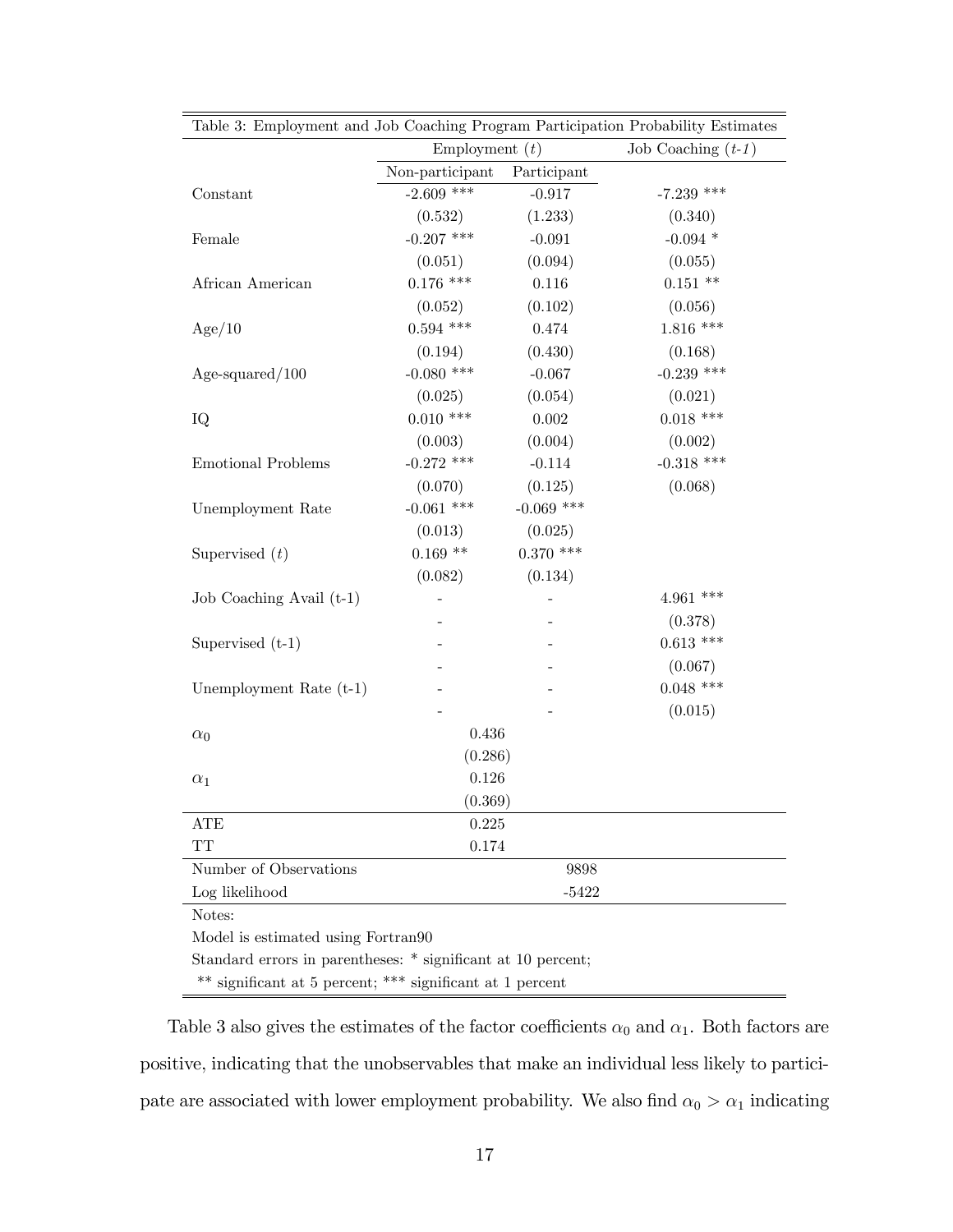| Table 3: Employment and Job Coaching Program Participation Probability Estimates | | | |
|---|---|---|---|
| | Employment ($t$) | | Job Coaching (*t-1*) |
| | Non-participant | Participant | |
| Constant | -2.609 *** | -0.917 | -7.239 *** |
| | (0.532) | (1.233) | (0.340) |
| Female | -0.207 *** | -0.091 | -0.094 * |
| | (0.051) | (0.094) | (0.055) |
| African American | 0.176 *** | 0.116 | 0.151 ** |
| | (0.052) | (0.102) | (0.056) |
| Age/10 | 0.594 *** | 0.474 | 1.816 *** |
| | (0.194) | (0.430) | (0.168) |
| Age-squared/100 | -0.080 *** | -0.067 | -0.239 *** |
| | (0.025) | (0.054) | (0.021) |
| IQ | 0.010 *** | 0.002 | 0.018 *** |
| | (0.003) | (0.004) | (0.002) |
| Emotional Problems | -0.272 *** | -0.114 | -0.318 *** |
| | (0.070) | (0.125) | (0.068) |
| Unemployment Rate | -0.061 *** | -0.069 *** | |
| | (0.013) | (0.025) | |
| Supervised ($t$) | 0.169 ** | 0.370 *** | |
| | (0.082) | (0.134) | |
| Job Coaching Avail (t-1) | - | - | 4.961 *** |
| | - | - | (0.378) |
| Supervised (t-1) | - | - | 0.613 *** |
| | - | - | (0.067) |
| Unemployment Rate (t-1) | - | - | 0.048 *** |
| | - | - | (0.015) |
| $\alpha_0$ | 0.436 | | |
| | (0.286) | | |
| $\alpha_1$ | 0.126 | | |
| | (0.369) | | |
| ATE | 0.225 | | |
| TT | 0.174 | | |
| Number of Observations | | 9898 | |
| Log likelihood | | -5422 | |

Notes:
Model is estimated using Fortran90
Standard errors in parentheses: * significant at 10 percent;
** significant at 5 percent; *** significant at 1 percent

Table 3 also gives the estimates of the factor coefficients $\alpha_0$ and $\alpha_1$. Both factors are positive, indicating that the unobservables that make an individual less likely to participate are associated with lower employment probability. We also find $\alpha_0 > \alpha_1$ indicating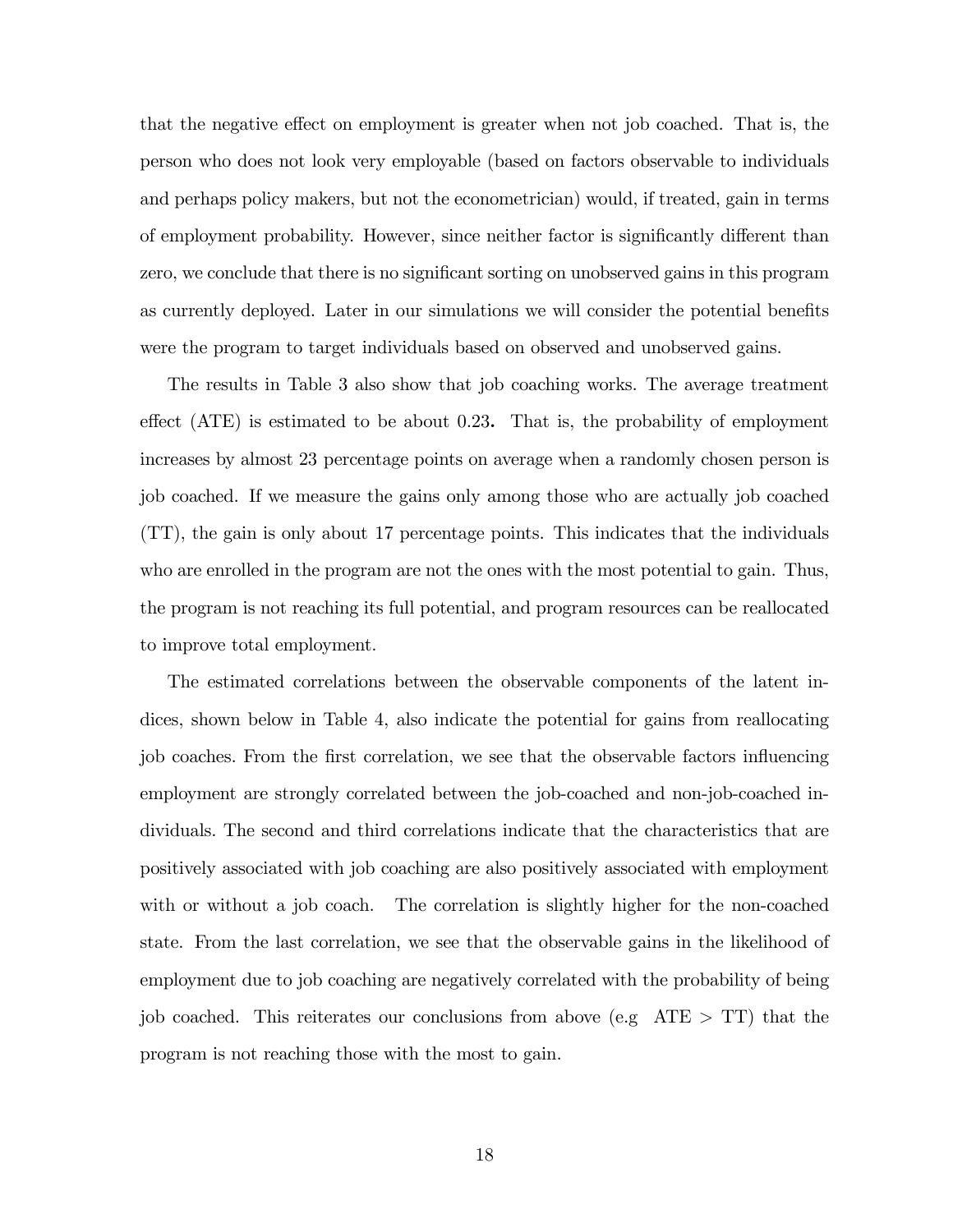that the negative effect on employment is greater when not job coached. That is, the person who does not look very employable (based on factors observable to individuals and perhaps policy makers, but not the econometrician) would, if treated, gain in terms of employment probability. However, since neither factor is significantly different than zero, we conclude that there is no significant sorting on unobserved gains in this program as currently deployed. Later in our simulations we will consider the potential benefits were the program to target individuals based on observed and unobserved gains.

The results in Table 3 also show that job coaching works. The average treatment effect (ATE) is estimated to be about 0.23**.** That is, the probability of employment increases by almost 23 percentage points on average when a randomly chosen person is job coached. If we measure the gains only among those who are actually job coached (TT), the gain is only about 17 percentage points. This indicates that the individuals who are enrolled in the program are not the ones with the most potential to gain. Thus, the program is not reaching its full potential, and program resources can be reallocated to improve total employment.

The estimated correlations between the observable components of the latent indices, shown below in Table 4, also indicate the potential for gains from reallocating job coaches. From the first correlation, we see that the observable factors influencing employment are strongly correlated between the job-coached and non-job-coached individuals. The second and third correlations indicate that the characteristics that are positively associated with job coaching are also positively associated with employment with or without a job coach. The correlation is slightly higher for the non-coached state. From the last correlation, we see that the observable gains in the likelihood of employment due to job coaching are negatively correlated with the probability of being job coached. This reiterates our conclusions from above (e.g ATE > TT) that the program is not reaching those with the most to gain.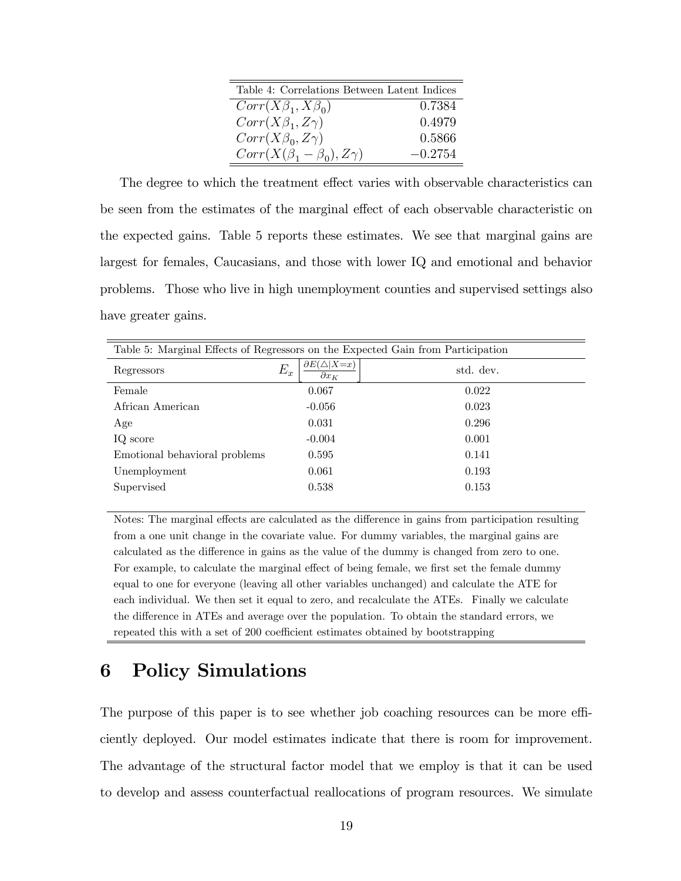| Table 4: Correlations Between Latent Indices | |
|---|---|
| $Corr(X\beta_1, X\beta_0)$ | 0.7384 |
| $Corr(X\beta_1, Z\gamma)$ | 0.4979 |
| $Corr(X\beta_0, Z\gamma)$ | 0.5866 |
| $Corr(X(\beta_1 - \beta_0), Z\gamma)$ | $-0.2754$ |

The degree to which the treatment effect varies with observable characteristics can be seen from the estimates of the marginal effect of each observable characteristic on the expected gains. Table 5 reports these estimates. We see that marginal gains are largest for females, Caucasians, and those with lower IQ and emotional and behavior problems. Those who live in high unemployment counties and supervised settings also have greater gains.

Table 5: Marginal Effects of Regressors on the Expected Gain from Participation

| Regressors | $E_x\left[\frac{\partial E(\triangle\|X=x)}{\partial x_K}\right]$ | std. dev. |
|---|---|---|
| Female | 0.067 | 0.022 |
| African American | -0.056 | 0.023 |
| Age | 0.031 | 0.296 |
| IQ score | -0.004 | 0.001 |
| Emotional behavioral problems | 0.595 | 0.141 |
| Unemployment | 0.061 | 0.193 |
| Supervised | 0.538 | 0.153 |

Notes: The marginal effects are calculated as the difference in gains from participation resulting from a one unit change in the covariate value. For dummy variables, the marginal gains are calculated as the difference in gains as the value of the dummy is changed from zero to one. For example, to calculate the marginal effect of being female, we first set the female dummy equal to one for everyone (leaving all other variables unchanged) and calculate the ATE for each individual. We then set it equal to zero, and recalculate the ATEs. Finally we calculate the difference in ATEs and average over the population. To obtain the standard errors, we repeated this with a set of 200 coefficient estimates obtained by bootstrapping

# 6 Policy Simulations

The purpose of this paper is to see whether job coaching resources can be more efficiently deployed. Our model estimates indicate that there is room for improvement. The advantage of the structural factor model that we employ is that it can be used to develop and assess counterfactual reallocations of program resources. We simulate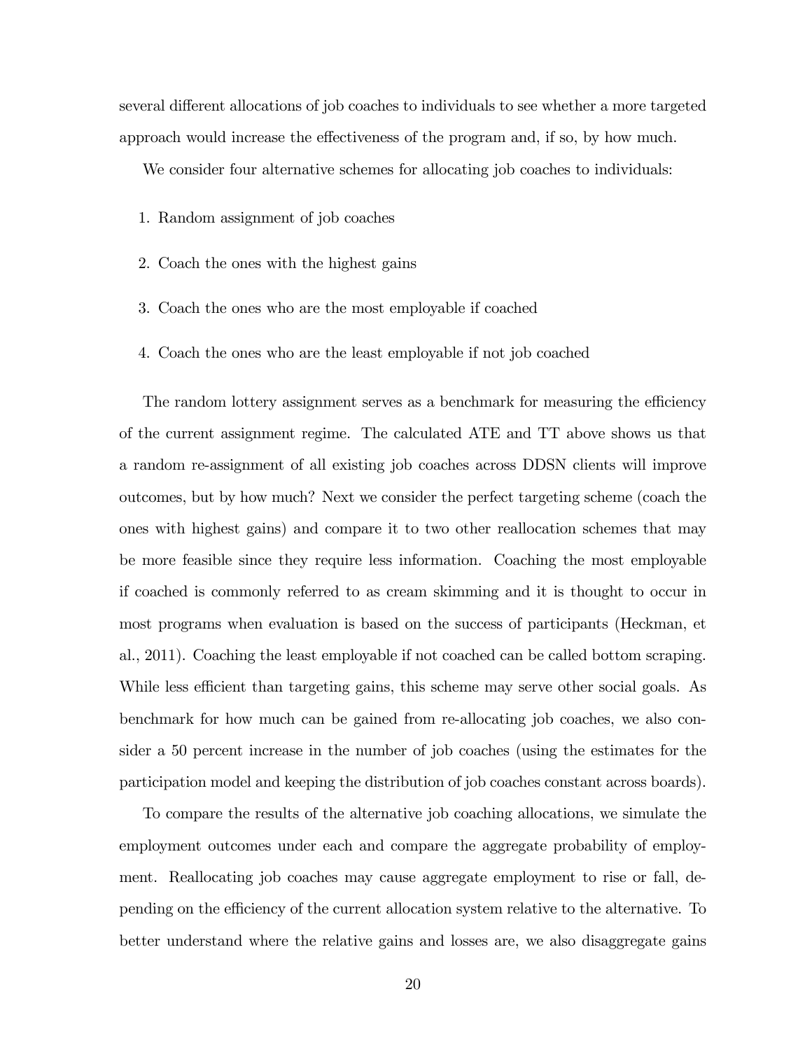several different allocations of job coaches to individuals to see whether a more targeted approach would increase the effectiveness of the program and, if so, by how much.

We consider four alternative schemes for allocating job coaches to individuals:

1. Random assignment of job coaches
2. Coach the ones with the highest gains
3. Coach the ones who are the most employable if coached
4. Coach the ones who are the least employable if not job coached

The random lottery assignment serves as a benchmark for measuring the efficiency of the current assignment regime. The calculated ATE and TT above shows us that a random re-assignment of all existing job coaches across DDSN clients will improve outcomes, but by how much? Next we consider the perfect targeting scheme (coach the ones with highest gains) and compare it to two other reallocation schemes that may be more feasible since they require less information. Coaching the most employable if coached is commonly referred to as cream skimming and it is thought to occur in most programs when evaluation is based on the success of participants (Heckman, et al., 2011). Coaching the least employable if not coached can be called bottom scraping. While less efficient than targeting gains, this scheme may serve other social goals. As benchmark for how much can be gained from re-allocating job coaches, we also consider a 50 percent increase in the number of job coaches (using the estimates for the participation model and keeping the distribution of job coaches constant across boards).

To compare the results of the alternative job coaching allocations, we simulate the employment outcomes under each and compare the aggregate probability of employment. Reallocating job coaches may cause aggregate employment to rise or fall, depending on the efficiency of the current allocation system relative to the alternative. To better understand where the relative gains and losses are, we also disaggregate gains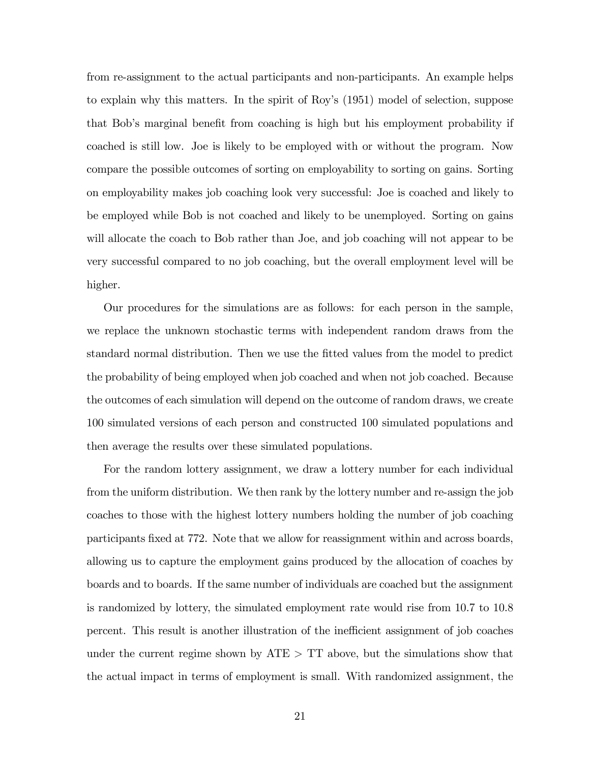from re-assignment to the actual participants and non-participants. An example helps to explain why this matters. In the spirit of Roy's (1951) model of selection, suppose that Bob's marginal benefit from coaching is high but his employment probability if coached is still low. Joe is likely to be employed with or without the program. Now compare the possible outcomes of sorting on employability to sorting on gains. Sorting on employability makes job coaching look very successful: Joe is coached and likely to be employed while Bob is not coached and likely to be unemployed. Sorting on gains will allocate the coach to Bob rather than Joe, and job coaching will not appear to be very successful compared to no job coaching, but the overall employment level will be higher.

Our procedures for the simulations are as follows: for each person in the sample, we replace the unknown stochastic terms with independent random draws from the standard normal distribution. Then we use the fitted values from the model to predict the probability of being employed when job coached and when not job coached. Because the outcomes of each simulation will depend on the outcome of random draws, we create 100 simulated versions of each person and constructed 100 simulated populations and then average the results over these simulated populations.

For the random lottery assignment, we draw a lottery number for each individual from the uniform distribution. We then rank by the lottery number and re-assign the job coaches to those with the highest lottery numbers holding the number of job coaching participants fixed at 772. Note that we allow for reassignment within and across boards, allowing us to capture the employment gains produced by the allocation of coaches by boards and to boards. If the same number of individuals are coached but the assignment is randomized by lottery, the simulated employment rate would rise from 10.7 to 10.8 percent. This result is another illustration of the inefficient assignment of job coaches under the current regime shown by ATE > TT above, but the simulations show that the actual impact in terms of employment is small. With randomized assignment, the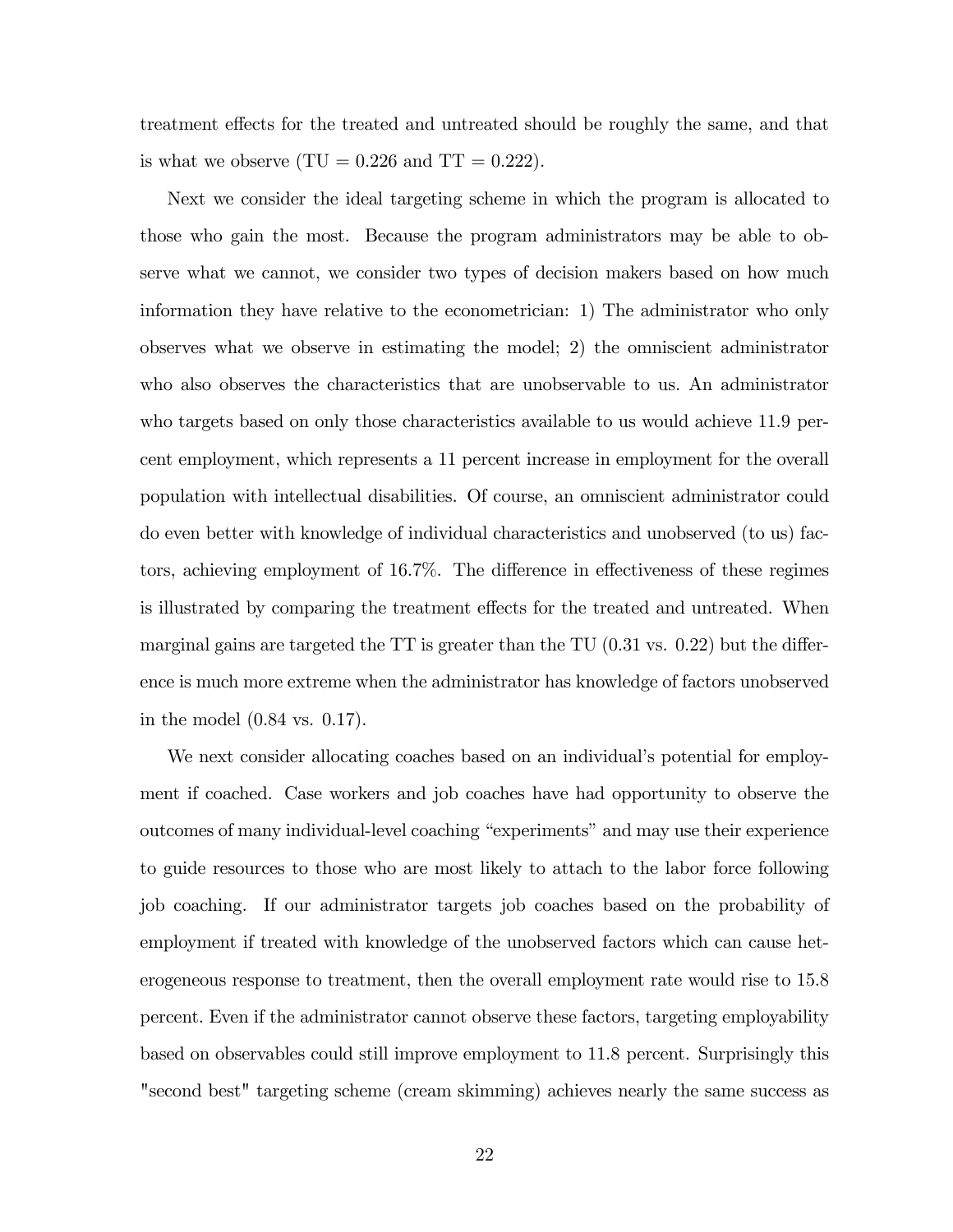treatment effects for the treated and untreated should be roughly the same, and that is what we observe (TU = 0.226 and TT = 0.222).

Next we consider the ideal targeting scheme in which the program is allocated to those who gain the most. Because the program administrators may be able to observe what we cannot, we consider two types of decision makers based on how much information they have relative to the econometrician: 1) The administrator who only observes what we observe in estimating the model; 2) the omniscient administrator who also observes the characteristics that are unobservable to us. An administrator who targets based on only those characteristics available to us would achieve 11.9 percent employment, which represents a 11 percent increase in employment for the overall population with intellectual disabilities. Of course, an omniscient administrator could do even better with knowledge of individual characteristics and unobserved (to us) factors, achieving employment of 16.7%. The difference in effectiveness of these regimes is illustrated by comparing the treatment effects for the treated and untreated. When marginal gains are targeted the TT is greater than the TU (0.31 vs. 0.22) but the difference is much more extreme when the administrator has knowledge of factors unobserved in the model (0.84 vs. 0.17).

We next consider allocating coaches based on an individual's potential for employment if coached. Case workers and job coaches have had opportunity to observe the outcomes of many individual-level coaching "experiments" and may use their experience to guide resources to those who are most likely to attach to the labor force following job coaching. If our administrator targets job coaches based on the probability of employment if treated with knowledge of the unobserved factors which can cause heterogeneous response to treatment, then the overall employment rate would rise to 15.8 percent. Even if the administrator cannot observe these factors, targeting employability based on observables could still improve employment to 11.8 percent. Surprisingly this "second best" targeting scheme (cream skimming) achieves nearly the same success as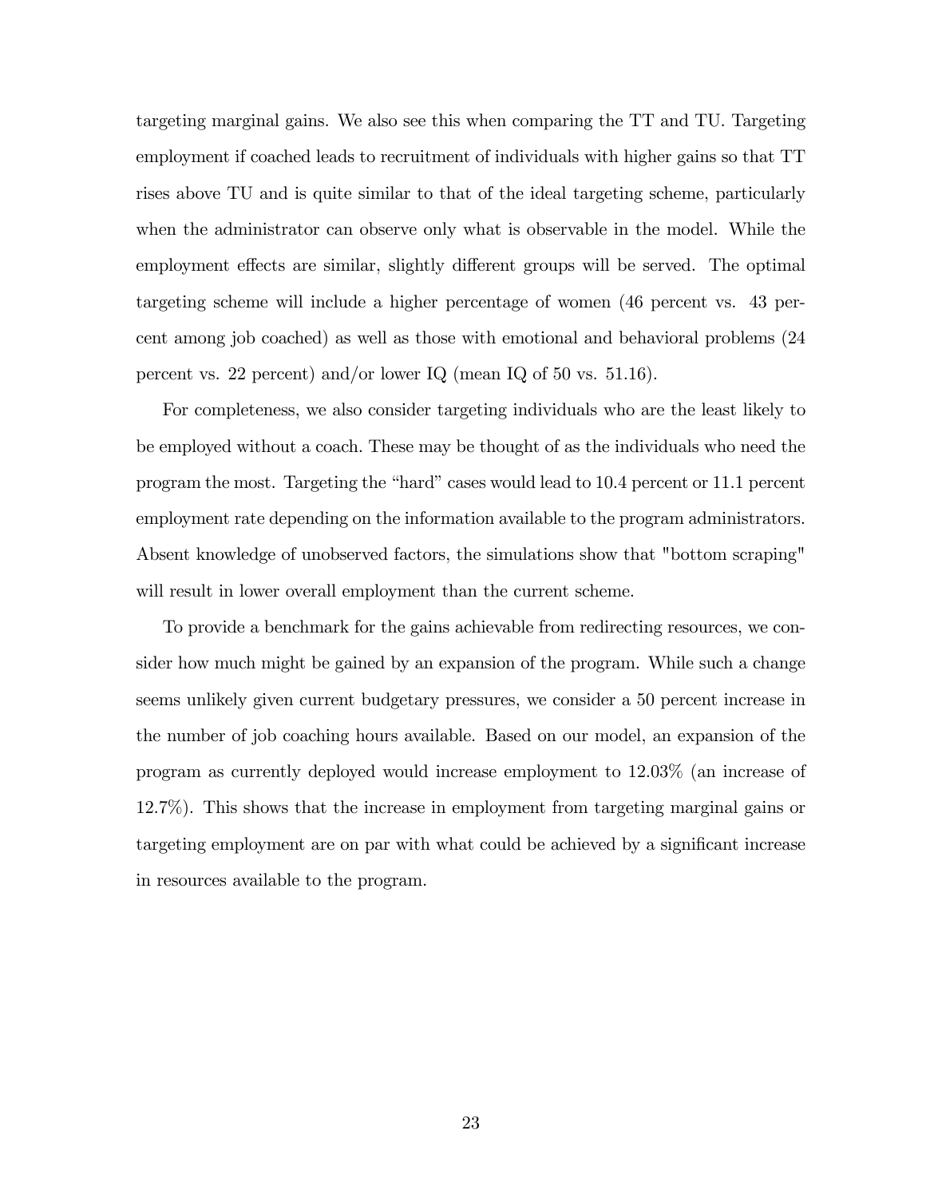targeting marginal gains. We also see this when comparing the TT and TU. Targeting employment if coached leads to recruitment of individuals with higher gains so that TT rises above TU and is quite similar to that of the ideal targeting scheme, particularly when the administrator can observe only what is observable in the model. While the employment effects are similar, slightly different groups will be served. The optimal targeting scheme will include a higher percentage of women (46 percent vs. 43 percent among job coached) as well as those with emotional and behavioral problems (24 percent vs. 22 percent) and/or lower IQ (mean IQ of 50 vs. 51.16).

For completeness, we also consider targeting individuals who are the least likely to be employed without a coach. These may be thought of as the individuals who need the program the most. Targeting the "hard" cases would lead to 10.4 percent or 11.1 percent employment rate depending on the information available to the program administrators. Absent knowledge of unobserved factors, the simulations show that "bottom scraping" will result in lower overall employment than the current scheme.

To provide a benchmark for the gains achievable from redirecting resources, we consider how much might be gained by an expansion of the program. While such a change seems unlikely given current budgetary pressures, we consider a 50 percent increase in the number of job coaching hours available. Based on our model, an expansion of the program as currently deployed would increase employment to 12.03% (an increase of 12.7%). This shows that the increase in employment from targeting marginal gains or targeting employment are on par with what could be achieved by a significant increase in resources available to the program.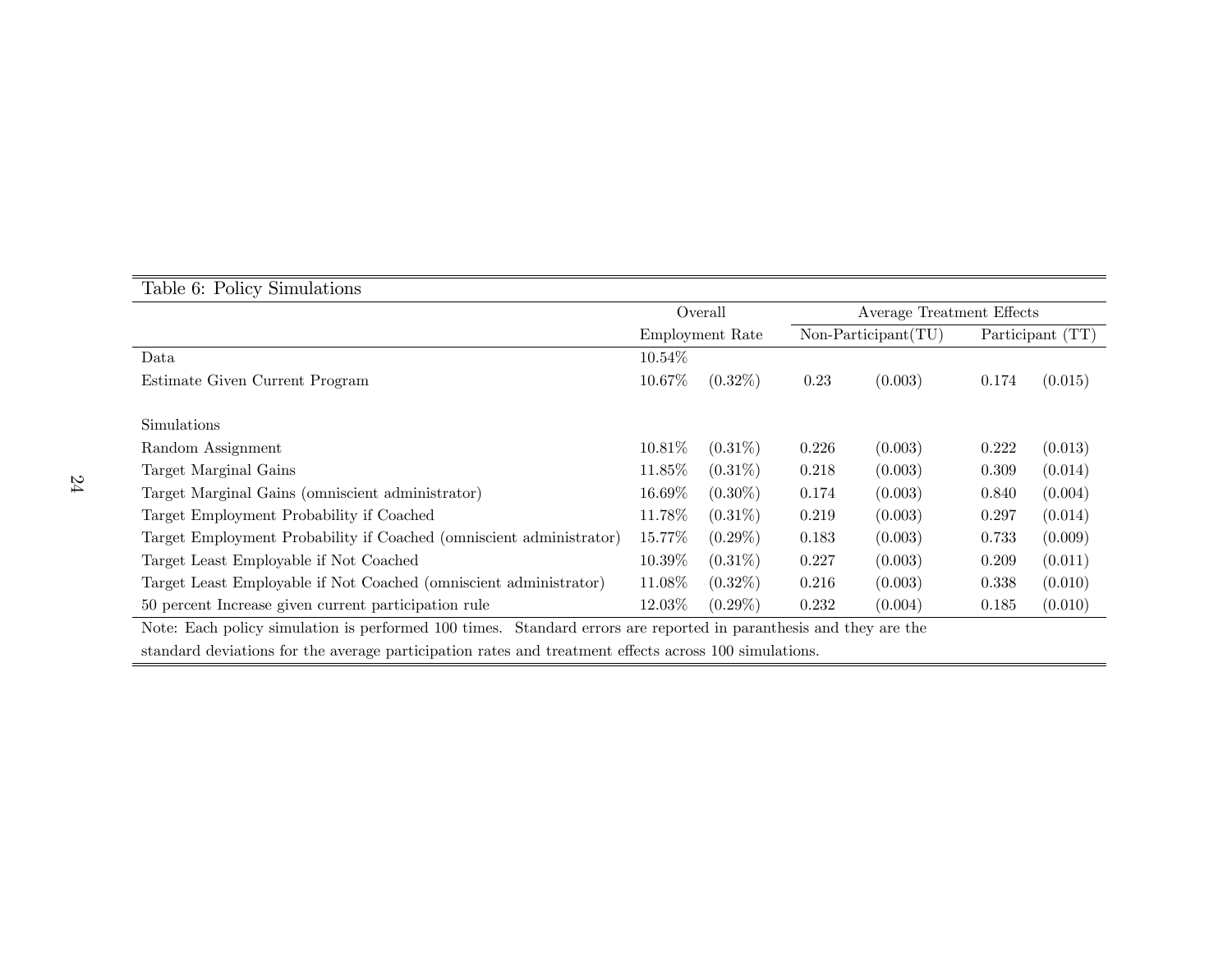Table 6: Policy Simulations

| | Overall | | Average Treatment Effects | | | |
|---|---|---|---|---|---|---|
| | Employment Rate | | Non-Participant(TU) | | Participant (TT) | |
| Data | 10.54% | | | | | |
| Estimate Given Current Program | 10.67% | (0.32%) | 0.23 | (0.003) | 0.174 | (0.015) |
| | | | | | | |
| Simulations | | | | | | |
| Random Assignment | 10.81% | (0.31%) | 0.226 | (0.003) | 0.222 | (0.013) |
| Target Marginal Gains | 11.85% | (0.31%) | 0.218 | (0.003) | 0.309 | (0.014) |
| Target Marginal Gains (omniscient administrator) | 16.69% | (0.30%) | 0.174 | (0.003) | 0.840 | (0.004) |
| Target Employment Probability if Coached | 11.78% | (0.31%) | 0.219 | (0.003) | 0.297 | (0.014) |
| Target Employment Probability if Coached (omniscient administrator) | 15.77% | (0.29%) | 0.183 | (0.003) | 0.733 | (0.009) |
| Target Least Employable if Not Coached | 10.39% | (0.31%) | 0.227 | (0.003) | 0.209 | (0.011) |
| Target Least Employable if Not Coached (omniscient administrator) | 11.08% | (0.32%) | 0.216 | (0.003) | 0.338 | (0.010) |
| 50 percent Increase given current participation rule | 12.03% | (0.29%) | 0.232 | (0.004) | 0.185 | (0.010) |

Note: Each policy simulation is performed 100 times. Standard errors are reported in paranthesis and they are the standard deviations for the average participation rates and treatment effects across 100 simulations.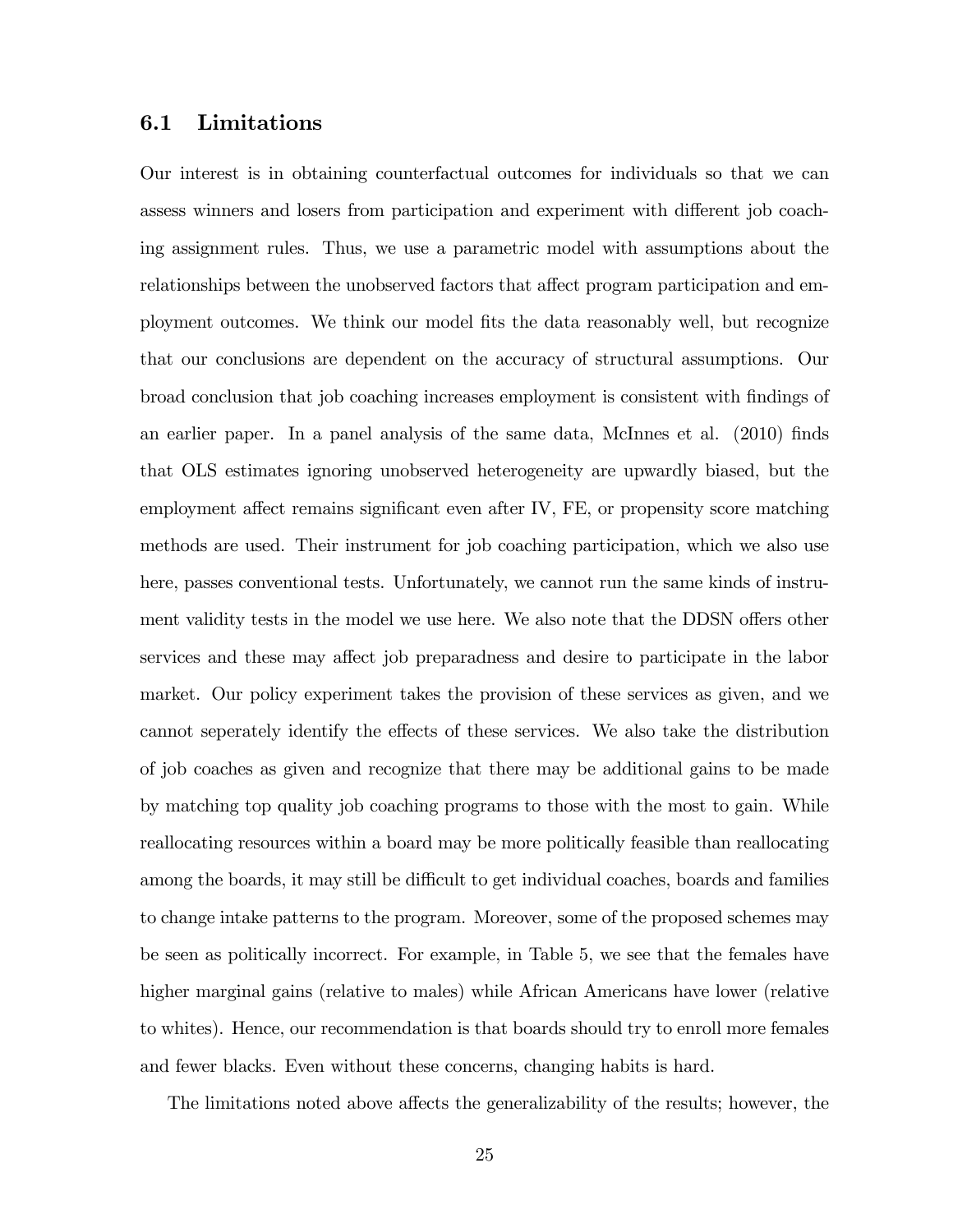## 6.1 Limitations

Our interest is in obtaining counterfactual outcomes for individuals so that we can assess winners and losers from participation and experiment with different job coaching assignment rules. Thus, we use a parametric model with assumptions about the relationships between the unobserved factors that affect program participation and employment outcomes. We think our model fits the data reasonably well, but recognize that our conclusions are dependent on the accuracy of structural assumptions. Our broad conclusion that job coaching increases employment is consistent with findings of an earlier paper. In a panel analysis of the same data, McInnes et al. (2010) finds that OLS estimates ignoring unobserved heterogeneity are upwardly biased, but the employment affect remains significant even after IV, FE, or propensity score matching methods are used. Their instrument for job coaching participation, which we also use here, passes conventional tests. Unfortunately, we cannot run the same kinds of instrument validity tests in the model we use here. We also note that the DDSN offers other services and these may affect job preparadness and desire to participate in the labor market. Our policy experiment takes the provision of these services as given, and we cannot seperately identify the effects of these services. We also take the distribution of job coaches as given and recognize that there may be additional gains to be made by matching top quality job coaching programs to those with the most to gain. While reallocating resources within a board may be more politically feasible than reallocating among the boards, it may still be difficult to get individual coaches, boards and families to change intake patterns to the program. Moreover, some of the proposed schemes may be seen as politically incorrect. For example, in Table 5, we see that the females have higher marginal gains (relative to males) while African Americans have lower (relative to whites). Hence, our recommendation is that boards should try to enroll more females and fewer blacks. Even without these concerns, changing habits is hard.

The limitations noted above affects the generalizability of the results; however, the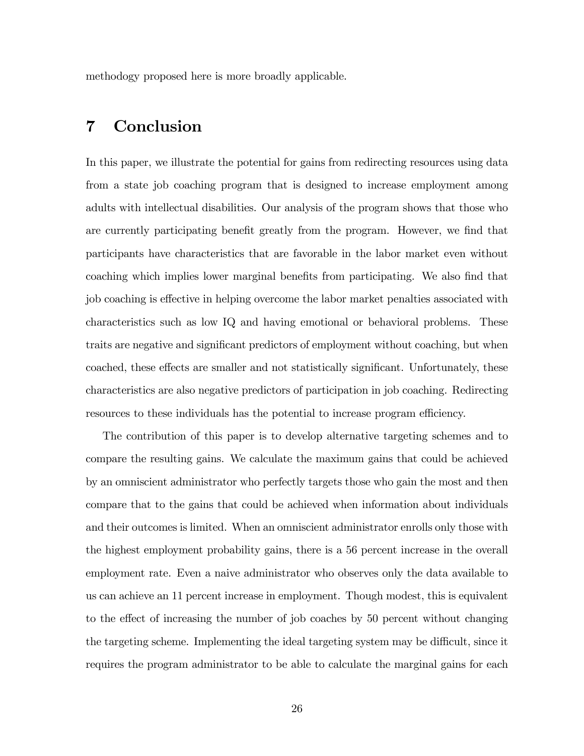methodogy proposed here is more broadly applicable.

# 7 Conclusion

In this paper, we illustrate the potential for gains from redirecting resources using data from a state job coaching program that is designed to increase employment among adults with intellectual disabilities. Our analysis of the program shows that those who are currently participating benefit greatly from the program. However, we find that participants have characteristics that are favorable in the labor market even without coaching which implies lower marginal benefits from participating. We also find that job coaching is effective in helping overcome the labor market penalties associated with characteristics such as low IQ and having emotional or behavioral problems. These traits are negative and significant predictors of employment without coaching, but when coached, these effects are smaller and not statistically significant. Unfortunately, these characteristics are also negative predictors of participation in job coaching. Redirecting resources to these individuals has the potential to increase program efficiency.

The contribution of this paper is to develop alternative targeting schemes and to compare the resulting gains. We calculate the maximum gains that could be achieved by an omniscient administrator who perfectly targets those who gain the most and then compare that to the gains that could be achieved when information about individuals and their outcomes is limited. When an omniscient administrator enrolls only those with the highest employment probability gains, there is a 56 percent increase in the overall employment rate. Even a naive administrator who observes only the data available to us can achieve an 11 percent increase in employment. Though modest, this is equivalent to the effect of increasing the number of job coaches by 50 percent without changing the targeting scheme. Implementing the ideal targeting system may be difficult, since it requires the program administrator to be able to calculate the marginal gains for each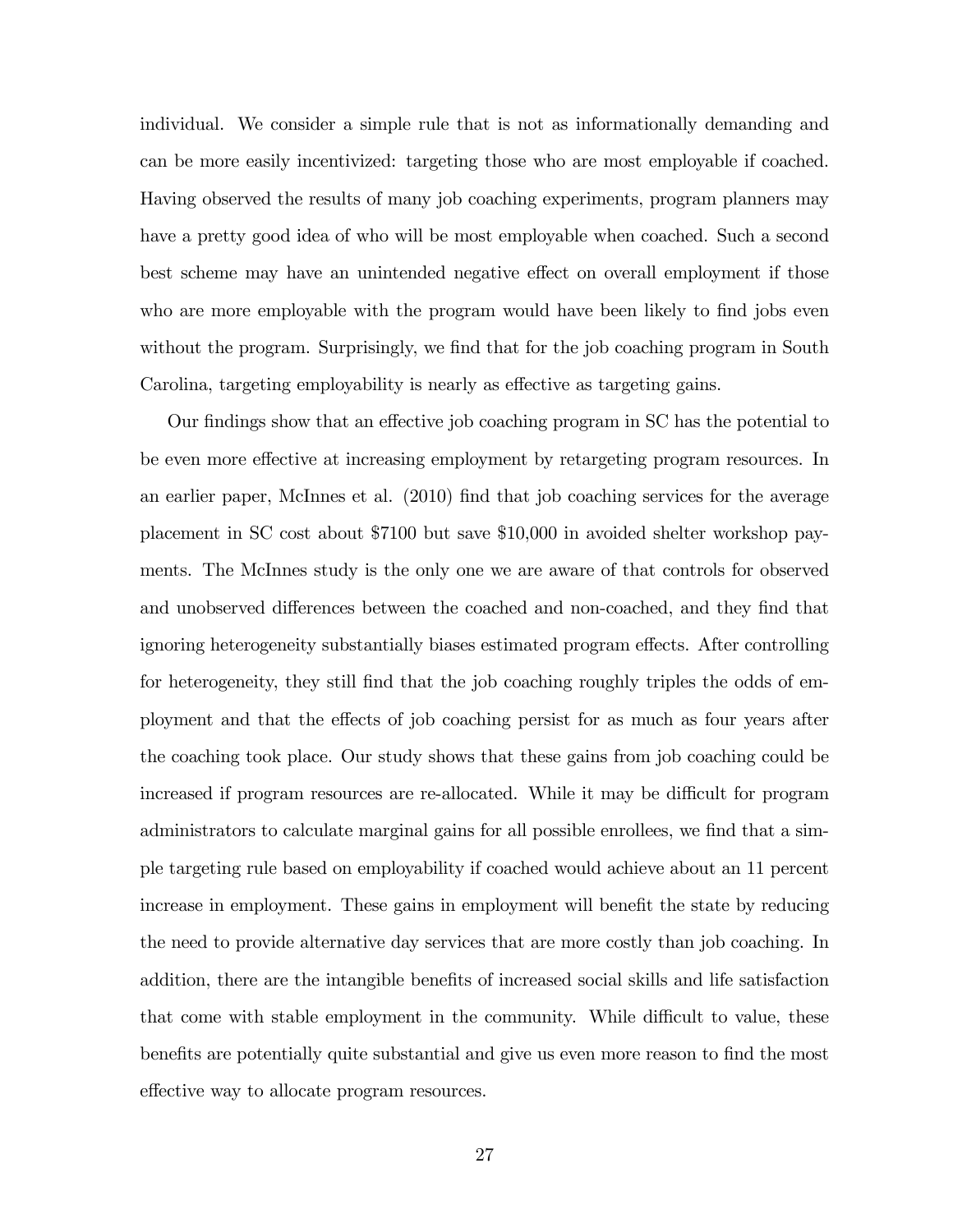individual. We consider a simple rule that is not as informationally demanding and can be more easily incentivized: targeting those who are most employable if coached. Having observed the results of many job coaching experiments, program planners may have a pretty good idea of who will be most employable when coached. Such a second best scheme may have an unintended negative effect on overall employment if those who are more employable with the program would have been likely to find jobs even without the program. Surprisingly, we find that for the job coaching program in South Carolina, targeting employability is nearly as effective as targeting gains.

Our findings show that an effective job coaching program in SC has the potential to be even more effective at increasing employment by retargeting program resources. In an earlier paper, McInnes et al. (2010) find that job coaching services for the average placement in SC cost about $7100 but save $10,000 in avoided shelter workshop payments. The McInnes study is the only one we are aware of that controls for observed and unobserved differences between the coached and non-coached, and they find that ignoring heterogeneity substantially biases estimated program effects. After controlling for heterogeneity, they still find that the job coaching roughly triples the odds of employment and that the effects of job coaching persist for as much as four years after the coaching took place. Our study shows that these gains from job coaching could be increased if program resources are re-allocated. While it may be difficult for program administrators to calculate marginal gains for all possible enrollees, we find that a simple targeting rule based on employability if coached would achieve about an 11 percent increase in employment. These gains in employment will benefit the state by reducing the need to provide alternative day services that are more costly than job coaching. In addition, there are the intangible benefits of increased social skills and life satisfaction that come with stable employment in the community. While difficult to value, these benefits are potentially quite substantial and give us even more reason to find the most effective way to allocate program resources.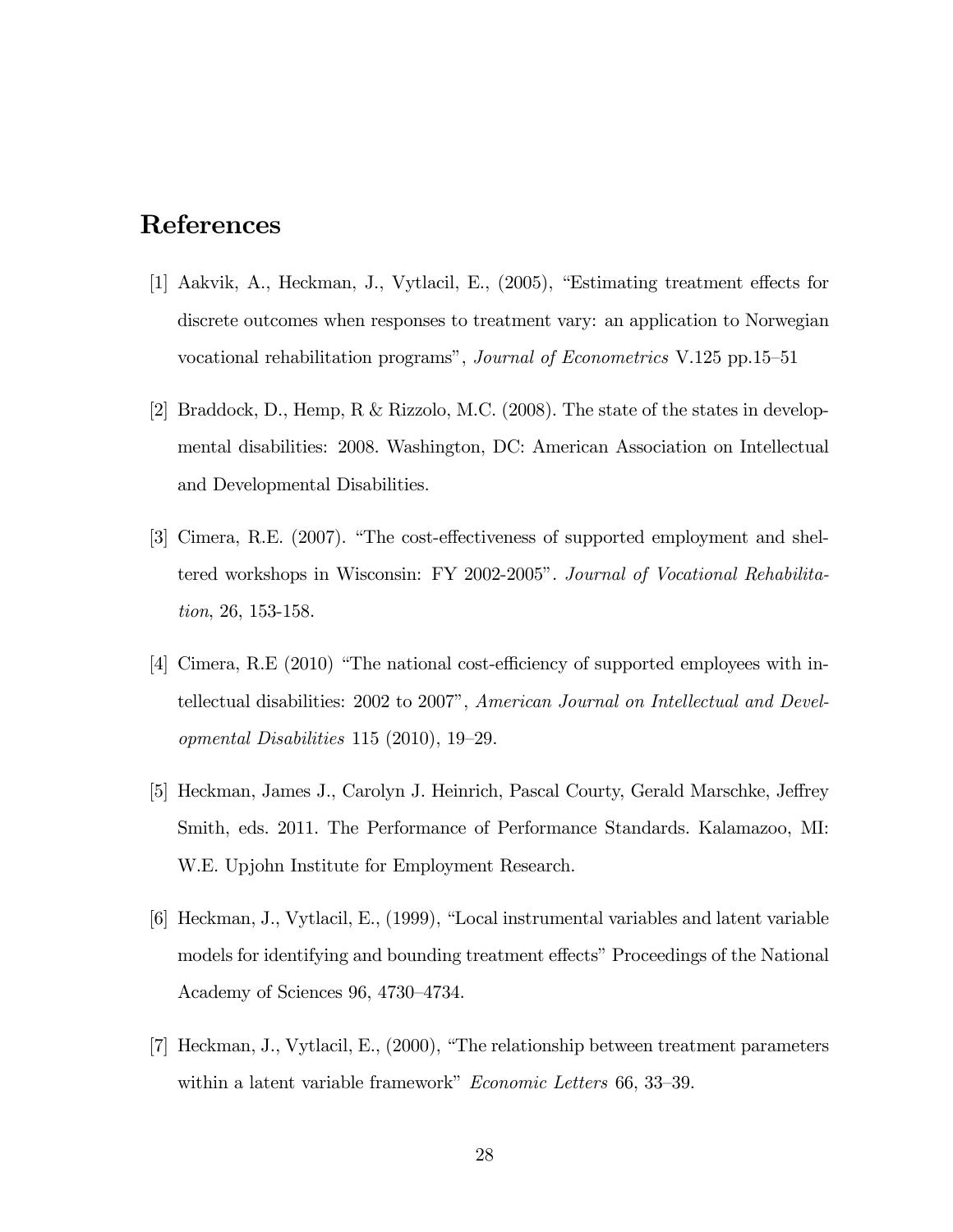# References

[1] Aakvik, A., Heckman, J., Vytlacil, E., (2005), "Estimating treatment effects for discrete outcomes when responses to treatment vary: an application to Norwegian vocational rehabilitation programs", *Journal of Econometrics* V.125 pp.15–51

[2] Braddock, D., Hemp, R & Rizzolo, M.C. (2008). The state of the states in developmental disabilities: 2008. Washington, DC: American Association on Intellectual and Developmental Disabilities.

[3] Cimera, R.E. (2007). "The cost-effectiveness of supported employment and sheltered workshops in Wisconsin: FY 2002-2005". *Journal of Vocational Rehabilitation*, 26, 153-158.

[4] Cimera, R.E (2010) "The national cost-efficiency of supported employees with intellectual disabilities: 2002 to 2007", *American Journal on Intellectual and Developmental Disabilities* 115 (2010), 19–29.

[5] Heckman, James J., Carolyn J. Heinrich, Pascal Courty, Gerald Marschke, Jeffrey Smith, eds. 2011. The Performance of Performance Standards. Kalamazoo, MI: W.E. Upjohn Institute for Employment Research.

[6] Heckman, J., Vytlacil, E., (1999), "Local instrumental variables and latent variable models for identifying and bounding treatment effects" Proceedings of the National Academy of Sciences 96, 4730–4734.

[7] Heckman, J., Vytlacil, E., (2000), "The relationship between treatment parameters within a latent variable framework" *Economic Letters* 66, 33–39.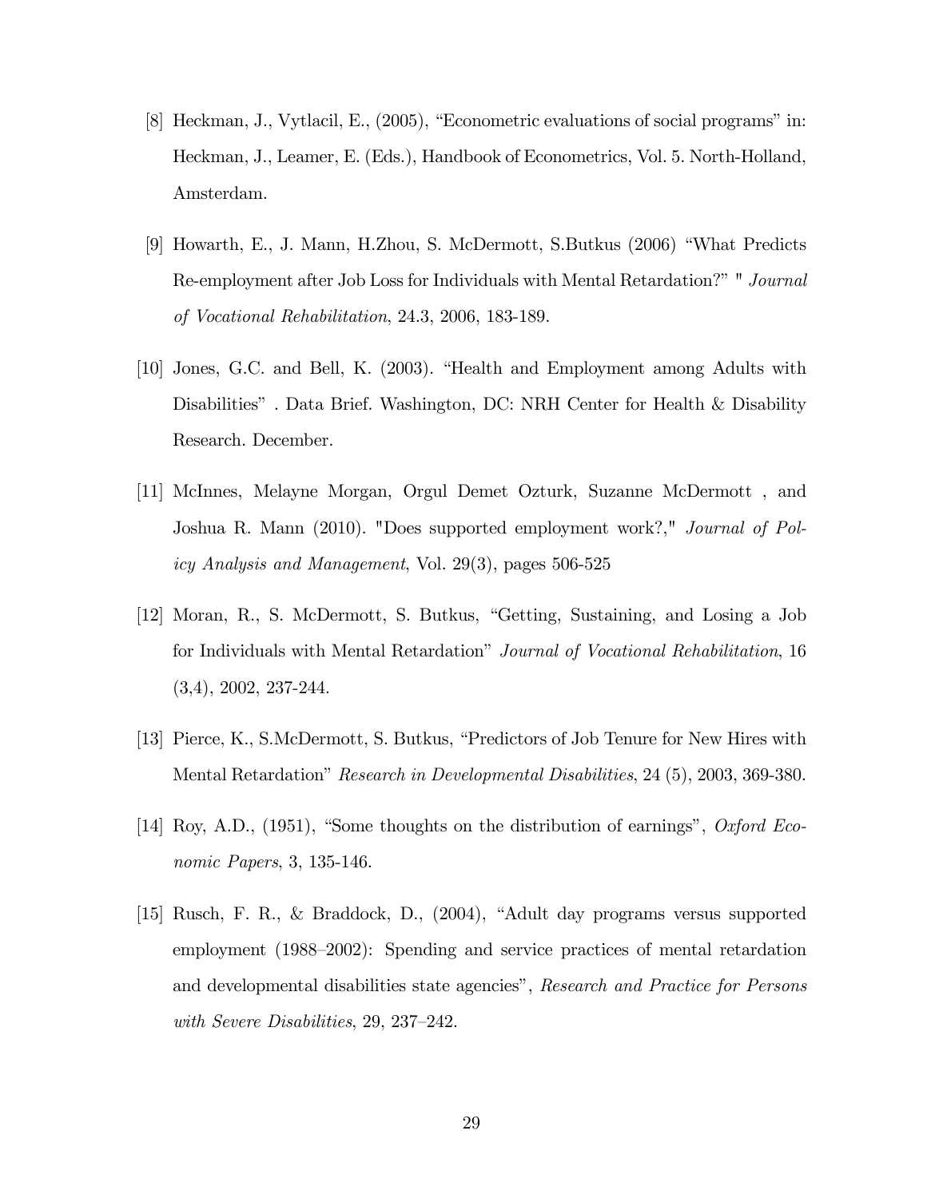[8] Heckman, J., Vytlacil, E., (2005), "Econometric evaluations of social programs" in: Heckman, J., Leamer, E. (Eds.), Handbook of Econometrics, Vol. 5. North-Holland, Amsterdam.

[9] Howarth, E., J. Mann, H.Zhou, S. McDermott, S.Butkus (2006) "What Predicts Re-employment after Job Loss for Individuals with Mental Retardation?" " *Journal of Vocational Rehabilitation*, 24.3, 2006, 183-189.

[10] Jones, G.C. and Bell, K. (2003). "Health and Employment among Adults with Disabilities" . Data Brief. Washington, DC: NRH Center for Health & Disability Research. December.

[11] McInnes, Melayne Morgan, Orgul Demet Ozturk, Suzanne McDermott , and Joshua R. Mann (2010). "Does supported employment work?," *Journal of Policy Analysis and Management*, Vol. 29(3), pages 506-525

[12] Moran, R., S. McDermott, S. Butkus, "Getting, Sustaining, and Losing a Job for Individuals with Mental Retardation" *Journal of Vocational Rehabilitation*, 16 (3,4), 2002, 237-244.

[13] Pierce, K., S.McDermott, S. Butkus, "Predictors of Job Tenure for New Hires with Mental Retardation" *Research in Developmental Disabilities*, 24 (5), 2003, 369-380.

[14] Roy, A.D., (1951), "Some thoughts on the distribution of earnings", *Oxford Economic Papers*, 3, 135-146.

[15] Rusch, F. R., & Braddock, D., (2004), "Adult day programs versus supported employment (1988–2002): Spending and service practices of mental retardation and developmental disabilities state agencies", *Research and Practice for Persons with Severe Disabilities*, 29, 237–242.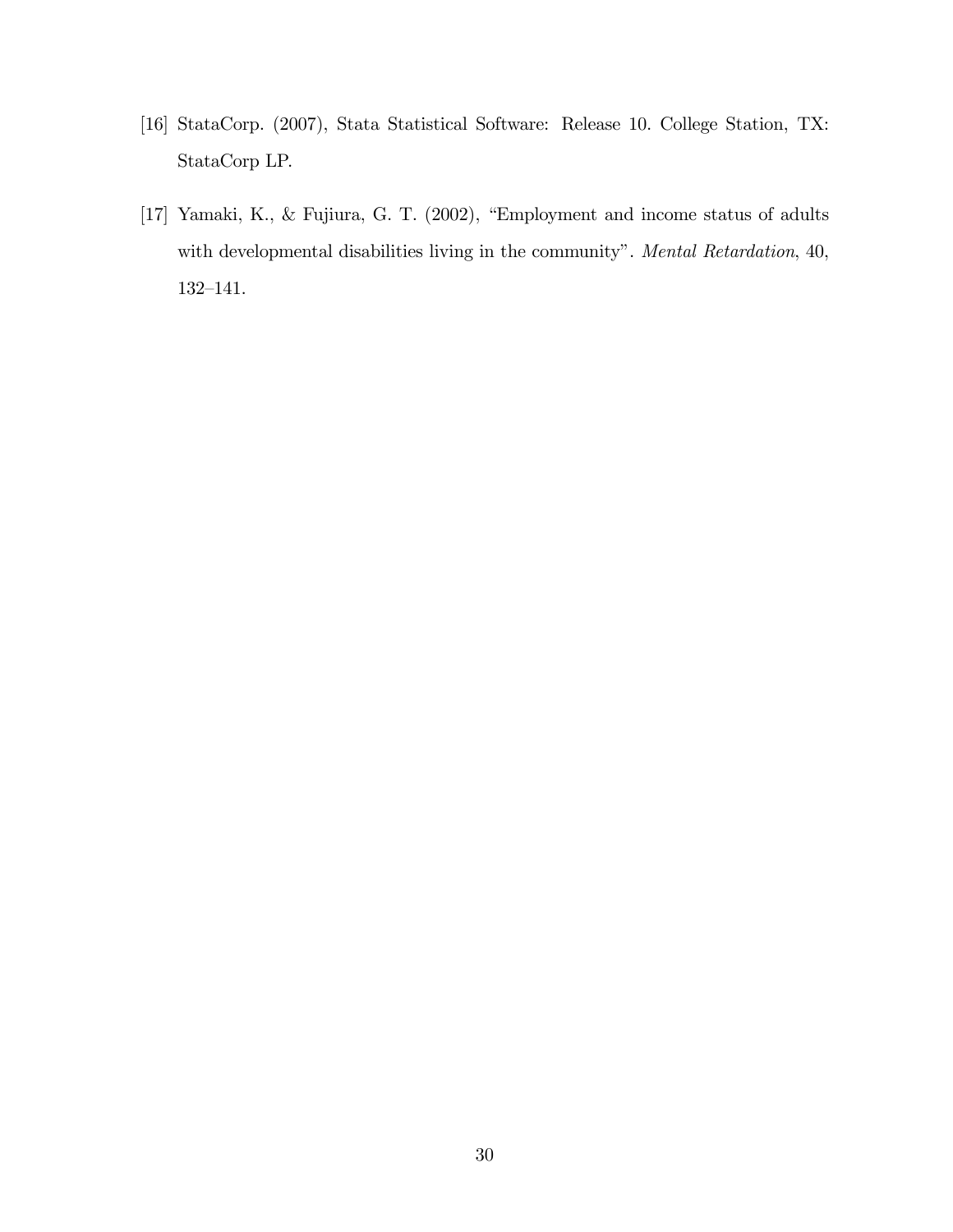[16] StataCorp. (2007), Stata Statistical Software: Release 10. College Station, TX: StataCorp LP.

[17] Yamaki, K., & Fujiura, G. T. (2002), "Employment and income status of adults with developmental disabilities living in the community". *Mental Retardation*, 40, 132–141.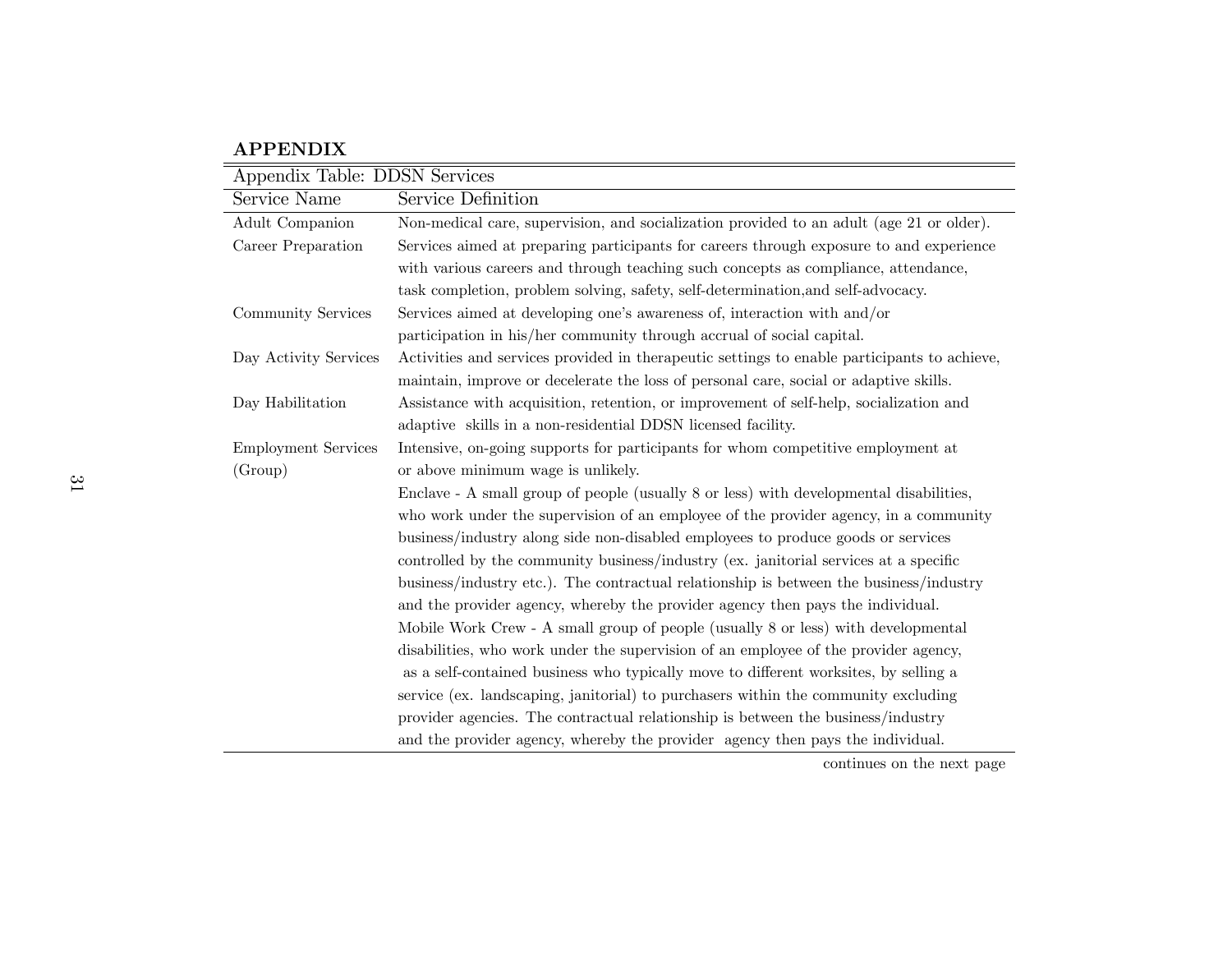## APPENDIX

Appendix Table: DDSN Services

| Service Name | Service Definition |
|---|---|
| Adult Companion | Non-medical care, supervision, and socialization provided to an adult (age 21 or older). |
| Career Preparation | Services aimed at preparing participants for careers through exposure to and experience with various careers and through teaching such concepts as compliance, attendance, task completion, problem solving, safety, self-determination,and self-advocacy. |
| Community Services | Services aimed at developing one's awareness of, interaction with and/or participation in his/her community through accrual of social capital. |
| Day Activity Services | Activities and services provided in therapeutic settings to enable participants to achieve, maintain, improve or decelerate the loss of personal care, social or adaptive skills. |
| Day Habilitation | Assistance with acquisition, retention, or improvement of self-help, socialization and adaptive skills in a non-residential DDSN licensed facility. |
| Employment Services (Group) | Intensive, on-going supports for participants for whom competitive employment at or above minimum wage is unlikely. Enclave - A small group of people (usually 8 or less) with developmental disabilities, who work under the supervision of an employee of the provider agency, in a community business/industry along side non-disabled employees to produce goods or services controlled by the community business/industry (ex. janitorial services at a specific business/industry etc.). The contractual relationship is between the business/industry and the provider agency, whereby the provider agency then pays the individual. Mobile Work Crew - A small group of people (usually 8 or less) with developmental disabilities, who work under the supervision of an employee of the provider agency, as a self-contained business who typically move to different worksites, by selling a service (ex. landscaping, janitorial) to purchasers within the community excluding provider agencies. The contractual relationship is between the business/industry and the provider agency, whereby the provider agency then pays the individual. |

continues on the next page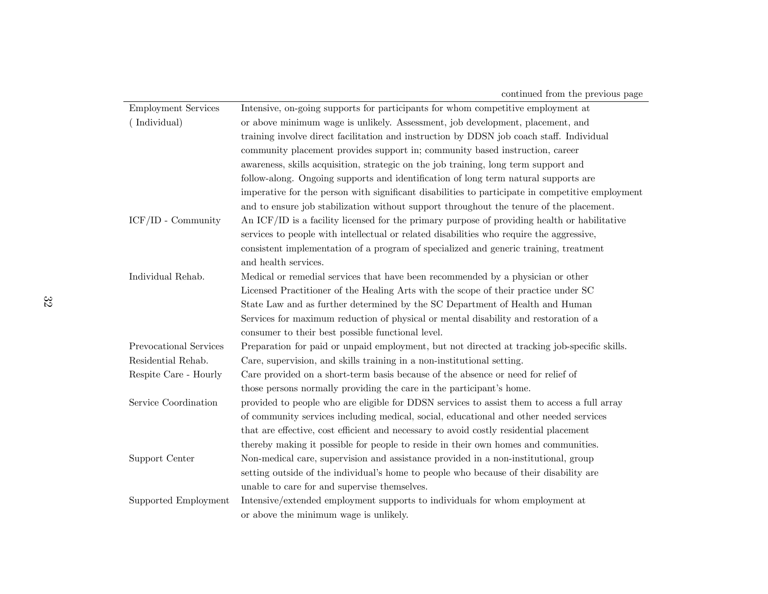continued from the previous page

| | |
|---|---|
| Employment Services ( Individual) | Intensive, on-going supports for participants for whom competitive employment at or above minimum wage is unlikely. Assessment, job development, placement, and training involve direct facilitation and instruction by DDSN job coach staff. Individual community placement provides support in; community based instruction, career awareness, skills acquisition, strategic on the job training, long term support and follow-along. Ongoing supports and identification of long term natural supports are imperative for the person with significant disabilities to participate in competitive employment and to ensure job stabilization without support throughout the tenure of the placement. |
| ICF/ID - Community | An ICF/ID is a facility licensed for the primary purpose of providing health or habilitative services to people with intellectual or related disabilities who require the aggressive, consistent implementation of a program of specialized and generic training, treatment and health services. |
| Individual Rehab. | Medical or remedial services that have been recommended by a physician or other Licensed Practitioner of the Healing Arts with the scope of their practice under SC State Law and as further determined by the SC Department of Health and Human Services for maximum reduction of physical or mental disability and restoration of a consumer to their best possible functional level. |
| Prevocational Services | Preparation for paid or unpaid employment, but not directed at tracking job-specific skills. |
| Residential Rehab. | Care, supervision, and skills training in a non-institutional setting. |
| Respite Care - Hourly | Care provided on a short-term basis because of the absence or need for relief of those persons normally providing the care in the participant's home. |
| Service Coordination | provided to people who are eligible for DDSN services to assist them to access a full array of community services including medical, social, educational and other needed services that are effective, cost efficient and necessary to avoid costly residential placement thereby making it possible for people to reside in their own homes and communities. |
| Support Center | Non-medical care, supervision and assistance provided in a non-institutional, group setting outside of the individual's home to people who because of their disability are unable to care for and supervise themselves. |
| Supported Employment | Intensive/extended employment supports to individuals for whom employment at or above the minimum wage is unlikely. |